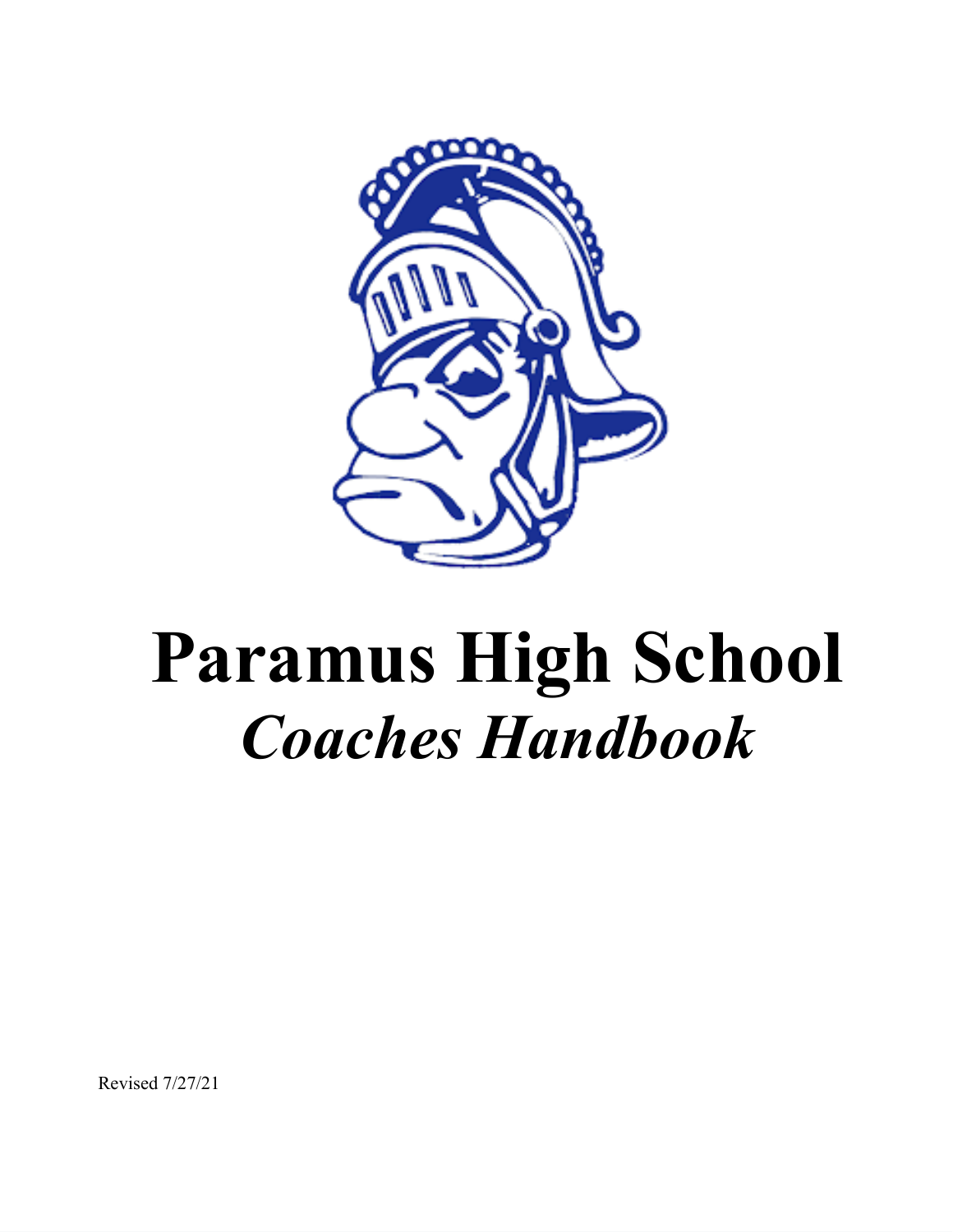# Paramus High School

## *Coaches Handbook*

Revised 7/27/21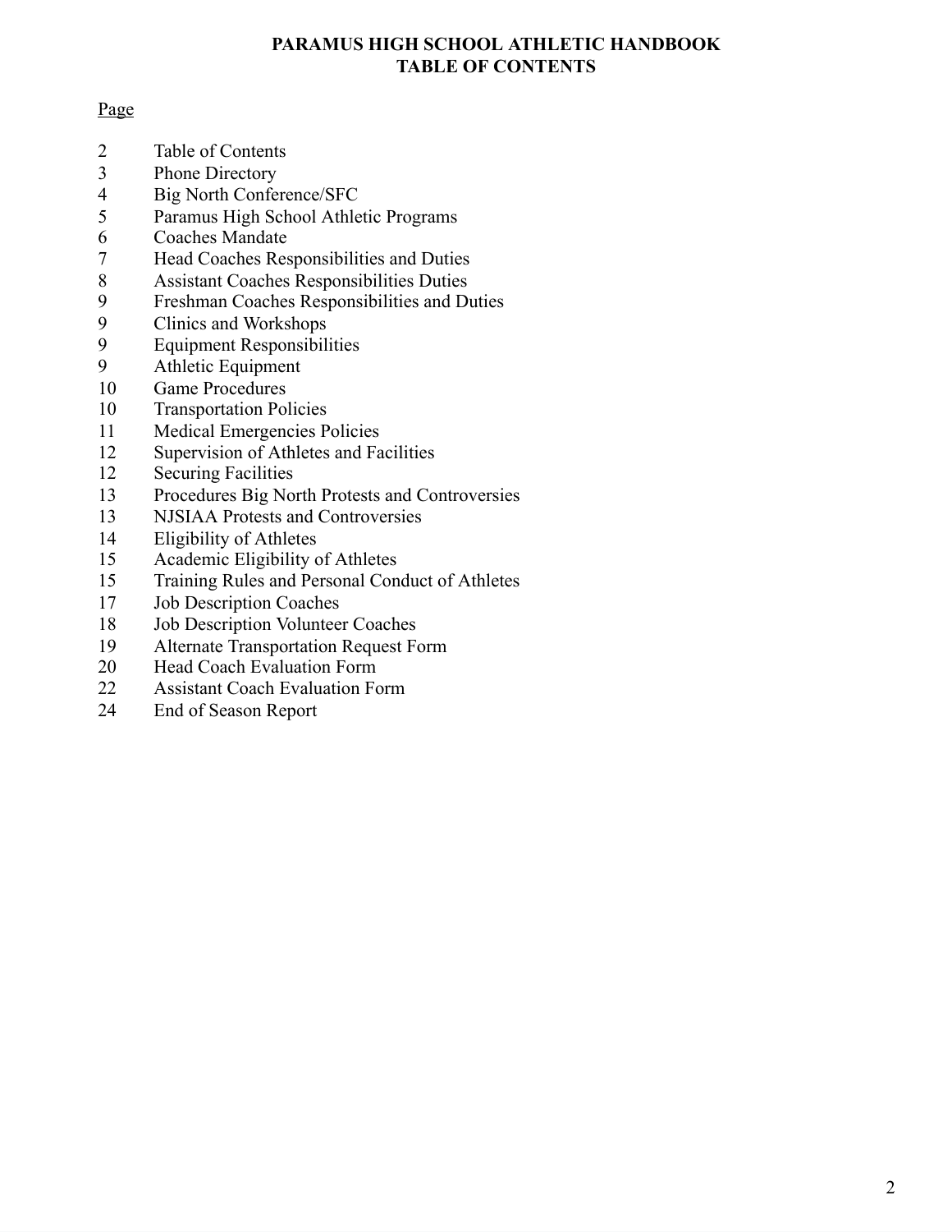# PARAMUS HIGH SCHOOL ATHLETIC HANDBOOK
## TABLE OF CONTENTS

| Page | |
|---|---|
| 2 | Table of Contents |
| 3 | Phone Directory |
| 4 | Big North Conference/SFC |
| 5 | Paramus High School Athletic Programs |
| 6 | Coaches Mandate |
| 7 | Head Coaches Responsibilities and Duties |
| 8 | Assistant Coaches Responsibilities Duties |
| 9 | Freshman Coaches Responsibilities and Duties |
| 9 | Clinics and Workshops |
| 9 | Equipment Responsibilities |
| 9 | Athletic Equipment |
| 10 | Game Procedures |
| 10 | Transportation Policies |
| 11 | Medical Emergencies Policies |
| 12 | Supervision of Athletes and Facilities |
| 12 | Securing Facilities |
| 13 | Procedures Big North Protests and Controversies |
| 13 | NJSIAA Protests and Controversies |
| 14 | Eligibility of Athletes |
| 15 | Academic Eligibility of Athletes |
| 15 | Training Rules and Personal Conduct of Athletes |
| 17 | Job Description Coaches |
| 18 | Job Description Volunteer Coaches |
| 19 | Alternate Transportation Request Form |
| 20 | Head Coach Evaluation Form |
| 22 | Assistant Coach Evaluation Form |
| 24 | End of Season Report |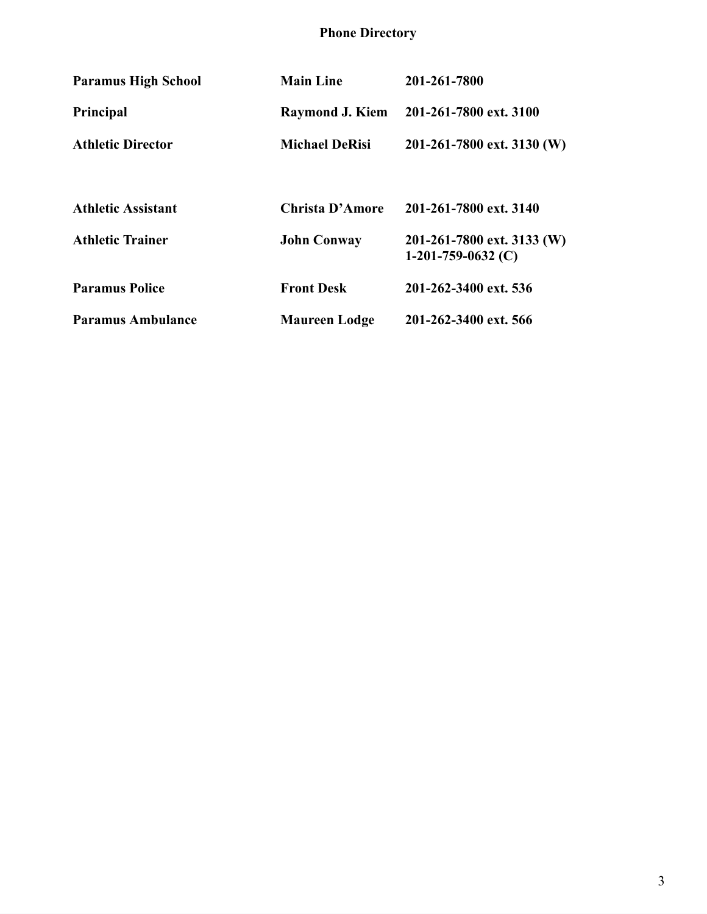# Phone Directory

| | | |
|---|---|---|
| **Paramus High School** | **Main Line** | **201-261-7800** |
| **Principal** | **Raymond J. Kiem** | **201-261-7800 ext. 3100** |
| **Athletic Director** | **Michael DeRisi** | **201-261-7800 ext. 3130 (W)** |
| **Athletic Assistant** | **Christa D'Amore** | **201-261-7800 ext. 3140** |
| **Athletic Trainer** | **John Conway** | **201-261-7800 ext. 3133 (W)**<br>**1-201-759-0632 (C)** |
| **Paramus Police** | **Front Desk** | **201-262-3400 ext. 536** |
| **Paramus Ambulance** | **Maureen Lodge** | **201-262-3400 ext. 566** |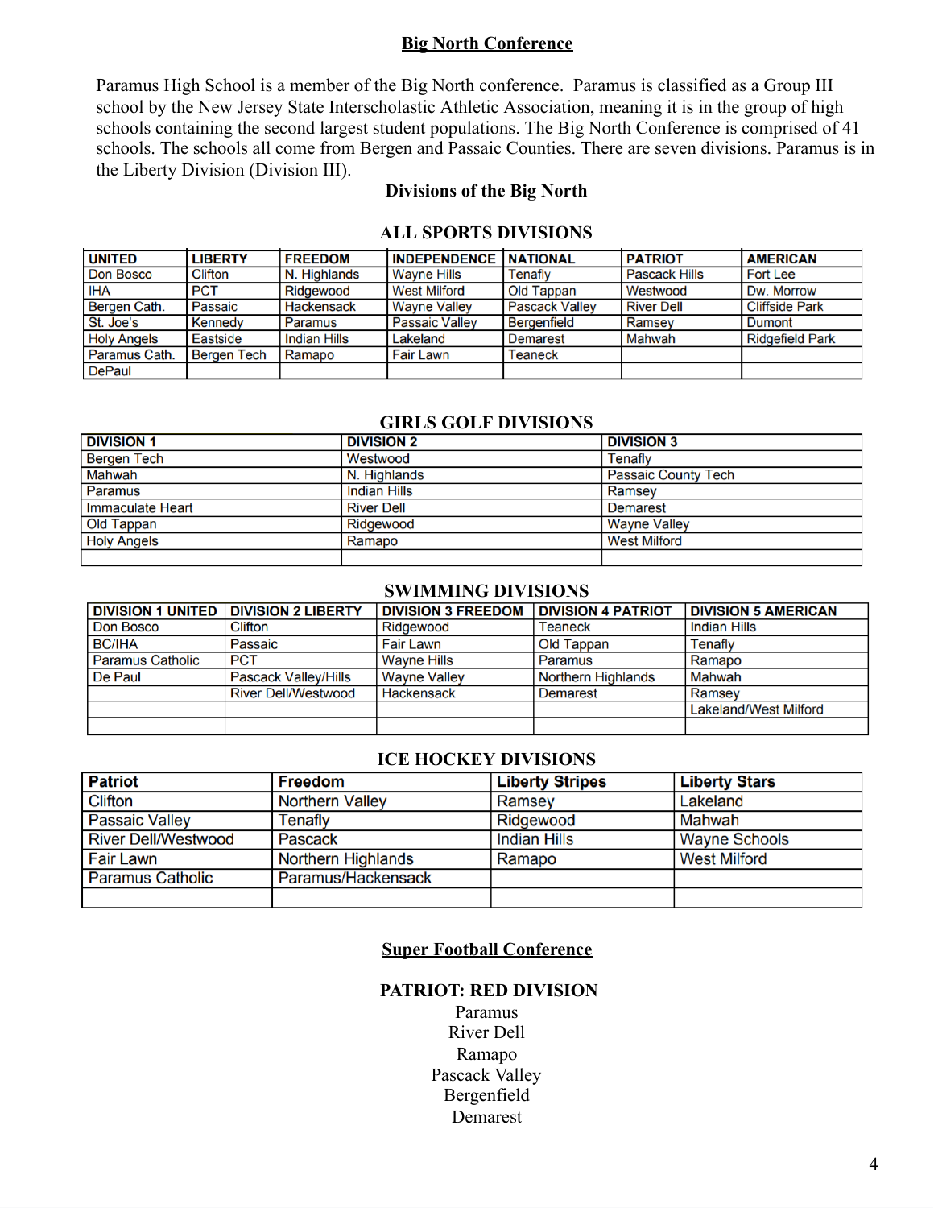## Big North Conference

Paramus High School is a member of the Big North conference. Paramus is classified as a Group III school by the New Jersey State Interscholastic Athletic Association, meaning it is in the group of high schools containing the second largest student populations. The Big North Conference is comprised of 41 schools. The schools all come from Bergen and Passaic Counties. There are seven divisions. Paramus is in the Liberty Division (Division III).

### Divisions of the Big North

### ALL SPORTS DIVISIONS

| UNITED | LIBERTY | FREEDOM | INDEPENDENCE | NATIONAL | PATRIOT | AMERICAN |
|---|---|---|---|---|---|---|
| Don Bosco | Clifton | N. Highlands | Wayne Hills | Tenafly | Pascack Hills | Fort Lee |
| IHA | PCT | Ridgewood | West Milford | Old Tappan | Westwood | Dw. Morrow |
| Bergen Cath. | Passaic | Hackensack | Wayne Valley | Pascack Valley | River Dell | Cliffside Park |
| St. Joe's | Kennedy | Paramus | Passaic Valley | Bergenfield | Ramsey | Dumont |
| Holy Angels | Eastside | Indian Hills | Lakeland | Demarest | Mahwah | Ridgefield Park |
| Paramus Cath. | Bergen Tech | Ramapo | Fair Lawn | Teaneck | | |
| DePaul | | | | | | |

### GIRLS GOLF DIVISIONS

| DIVISION 1 | DIVISION 2 | DIVISION 3 |
|---|---|---|
| Bergen Tech | Westwood | Tenafly |
| Mahwah | N. Highlands | Passaic County Tech |
| Paramus | Indian Hills | Ramsey |
| Immaculate Heart | River Dell | Demarest |
| Old Tappan | Ridgewood | Wayne Valley |
| Holy Angels | Ramapo | West Milford |

### SWIMMING DIVISIONS

| DIVISION 1 UNITED | DIVISION 2 LIBERTY | DIVISION 3 FREEDOM | DIVISION 4 PATRIOT | DIVISION 5 AMERICAN |
|---|---|---|---|---|
| Don Bosco | Clifton | Ridgewood | Teaneck | Indian Hills |
| BC/IHA | Passaic | Fair Lawn | Old Tappan | Tenafly |
| Paramus Catholic | PCT | Wayne Hills | Paramus | Ramapo |
| De Paul | Pascack Valley/Hills | Wayne Valley | Northern Highlands | Mahwah |
| | River Dell/Westwood | Hackensack | Demarest | Ramsey |
| | | | | Lakeland/West Milford |

### ICE HOCKEY DIVISIONS

| Patriot | Freedom | Liberty Stripes | Liberty Stars |
|---|---|---|---|
| Clifton | Northern Valley | Ramsey | Lakeland |
| Passaic Valley | Tenafly | Ridgewood | Mahwah |
| River Dell/Westwood | Pascack | Indian Hills | Wayne Schools |
| Fair Lawn | Northern Highlands | Ramapo | West Milford |
| Paramus Catholic | Paramus/Hackensack | | |

## Super Football Conference

### PATRIOT: RED DIVISION

Paramus
River Dell
Ramapo
Pascack Valley
Bergenfield
Demarest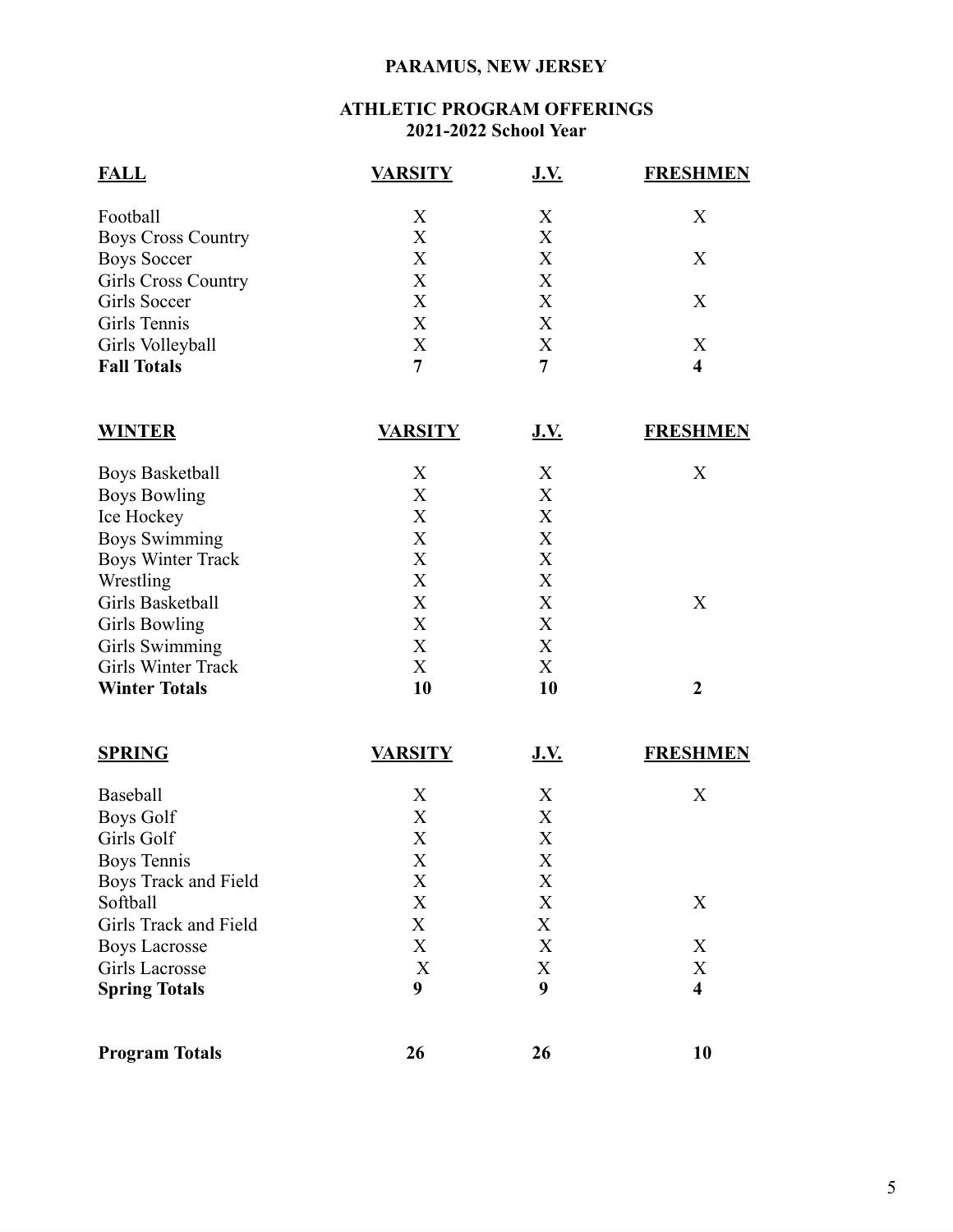**PARAMUS, NEW JERSEY**

**ATHLETIC PROGRAM OFFERINGS**
**2021-2022 School Year**

| **FALL** | **VARSITY** | **J.V.** | **FRESHMEN** |
|---|---|---|---|
| Football | X | X | X |
| Boys Cross Country | X | X | |
| Boys Soccer | X | X | X |
| Girls Cross Country | X | X | |
| Girls Soccer | X | X | X |
| Girls Tennis | X | X | |
| Girls Volleyball | X | X | X |
| **Fall Totals** | **7** | **7** | **4** |

| **WINTER** | **VARSITY** | **J.V.** | **FRESHMEN** |
|---|---|---|---|
| Boys Basketball | X | X | X |
| Boys Bowling | X | X | |
| Ice Hockey | X | X | |
| Boys Swimming | X | X | |
| Boys Winter Track | X | X | |
| Wrestling | X | X | |
| Girls Basketball | X | X | X |
| Girls Bowling | X | X | |
| Girls Swimming | X | X | |
| Girls Winter Track | X | X | |
| **Winter Totals** | **10** | **10** | **2** |

| **SPRING** | **VARSITY** | **J.V.** | **FRESHMEN** |
|---|---|---|---|
| Baseball | X | X | X |
| Boys Golf | X | X | |
| Girls Golf | X | X | |
| Boys Tennis | X | X | |
| Boys Track and Field | X | X | |
| Softball | X | X | X |
| Girls Track and Field | X | X | |
| Boys Lacrosse | X | X | X |
| Girls Lacrosse | X | X | X |
| **Spring Totals** | **9** | **9** | **4** |

| | | | |
|---|---|---|---|
| **Program Totals** | **26** | **26** | **10** |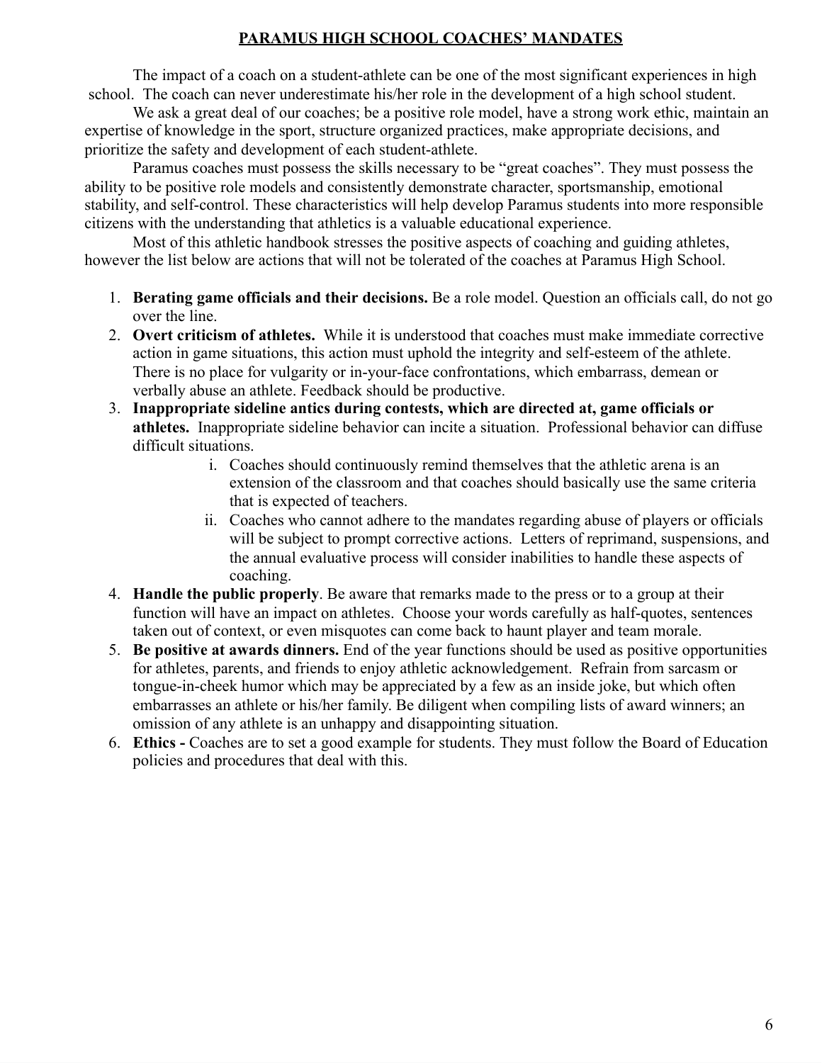## PARAMUS HIGH SCHOOL COACHES' MANDATES

The impact of a coach on a student-athlete can be one of the most significant experiences in high school. The coach can never underestimate his/her role in the development of a high school student.

We ask a great deal of our coaches; be a positive role model, have a strong work ethic, maintain an expertise of knowledge in the sport, structure organized practices, make appropriate decisions, and prioritize the safety and development of each student-athlete.

Paramus coaches must possess the skills necessary to be "great coaches". They must possess the ability to be positive role models and consistently demonstrate character, sportsmanship, emotional stability, and self-control. These characteristics will help develop Paramus students into more responsible citizens with the understanding that athletics is a valuable educational experience.

Most of this athletic handbook stresses the positive aspects of coaching and guiding athletes, however the list below are actions that will not be tolerated of the coaches at Paramus High School.

1. **Berating game officials and their decisions.** Be a role model. Question an officials call, do not go over the line.
2. **Overt criticism of athletes.** While it is understood that coaches must make immediate corrective action in game situations, this action must uphold the integrity and self-esteem of the athlete. There is no place for vulgarity or in-your-face confrontations, which embarrass, demean or verbally abuse an athlete. Feedback should be productive.
3. **Inappropriate sideline antics during contests, which are directed at, game officials or athletes.** Inappropriate sideline behavior can incite a situation. Professional behavior can diffuse difficult situations.
   i. Coaches should continuously remind themselves that the athletic arena is an extension of the classroom and that coaches should basically use the same criteria that is expected of teachers.
   ii. Coaches who cannot adhere to the mandates regarding abuse of players or officials will be subject to prompt corrective actions. Letters of reprimand, suspensions, and the annual evaluative process will consider inabilities to handle these aspects of coaching.
4. **Handle the public properly**. Be aware that remarks made to the press or to a group at their function will have an impact on athletes. Choose your words carefully as half-quotes, sentences taken out of context, or even misquotes can come back to haunt player and team morale.
5. **Be positive at awards dinners.** End of the year functions should be used as positive opportunities for athletes, parents, and friends to enjoy athletic acknowledgement. Refrain from sarcasm or tongue-in-cheek humor which may be appreciated by a few as an inside joke, but which often embarrasses an athlete or his/her family. Be diligent when compiling lists of award winners; an omission of any athlete is an unhappy and disappointing situation.
6. **Ethics -** Coaches are to set a good example for students. They must follow the Board of Education policies and procedures that deal with this.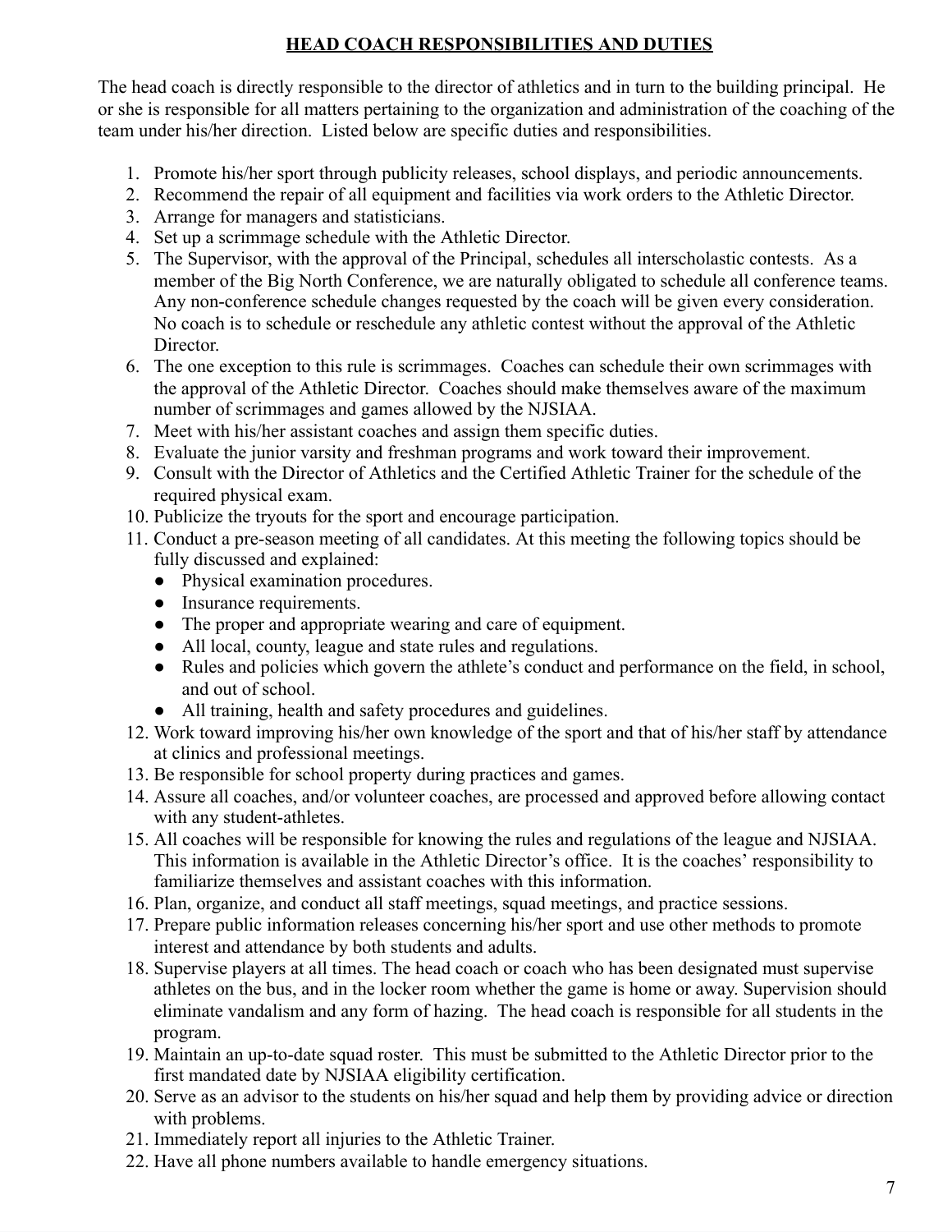# HEAD COACH RESPONSIBILITIES AND DUTIES

The head coach is directly responsible to the director of athletics and in turn to the building principal. He or she is responsible for all matters pertaining to the organization and administration of the coaching of the team under his/her direction. Listed below are specific duties and responsibilities.

1. Promote his/her sport through publicity releases, school displays, and periodic announcements.
2. Recommend the repair of all equipment and facilities via work orders to the Athletic Director.
3. Arrange for managers and statisticians.
4. Set up a scrimmage schedule with the Athletic Director.
5. The Supervisor, with the approval of the Principal, schedules all interscholastic contests. As a member of the Big North Conference, we are naturally obligated to schedule all conference teams. Any non-conference schedule changes requested by the coach will be given every consideration. No coach is to schedule or reschedule any athletic contest without the approval of the Athletic Director.
6. The one exception to this rule is scrimmages. Coaches can schedule their own scrimmages with the approval of the Athletic Director. Coaches should make themselves aware of the maximum number of scrimmages and games allowed by the NJSIAA.
7. Meet with his/her assistant coaches and assign them specific duties.
8. Evaluate the junior varsity and freshman programs and work toward their improvement.
9. Consult with the Director of Athletics and the Certified Athletic Trainer for the schedule of the required physical exam.
10. Publicize the tryouts for the sport and encourage participation.
11. Conduct a pre-season meeting of all candidates. At this meeting the following topics should be fully discussed and explained:
    - Physical examination procedures.
    - Insurance requirements.
    - The proper and appropriate wearing and care of equipment.
    - All local, county, league and state rules and regulations.
    - Rules and policies which govern the athlete's conduct and performance on the field, in school, and out of school.
    - All training, health and safety procedures and guidelines.
12. Work toward improving his/her own knowledge of the sport and that of his/her staff by attendance at clinics and professional meetings.
13. Be responsible for school property during practices and games.
14. Assure all coaches, and/or volunteer coaches, are processed and approved before allowing contact with any student-athletes.
15. All coaches will be responsible for knowing the rules and regulations of the league and NJSIAA. This information is available in the Athletic Director's office. It is the coaches' responsibility to familiarize themselves and assistant coaches with this information.
16. Plan, organize, and conduct all staff meetings, squad meetings, and practice sessions.
17. Prepare public information releases concerning his/her sport and use other methods to promote interest and attendance by both students and adults.
18. Supervise players at all times. The head coach or coach who has been designated must supervise athletes on the bus, and in the locker room whether the game is home or away. Supervision should eliminate vandalism and any form of hazing. The head coach is responsible for all students in the program.
19. Maintain an up-to-date squad roster. This must be submitted to the Athletic Director prior to the first mandated date by NJSIAA eligibility certification.
20. Serve as an advisor to the students on his/her squad and help them by providing advice or direction with problems.
21. Immediately report all injuries to the Athletic Trainer.
22. Have all phone numbers available to handle emergency situations.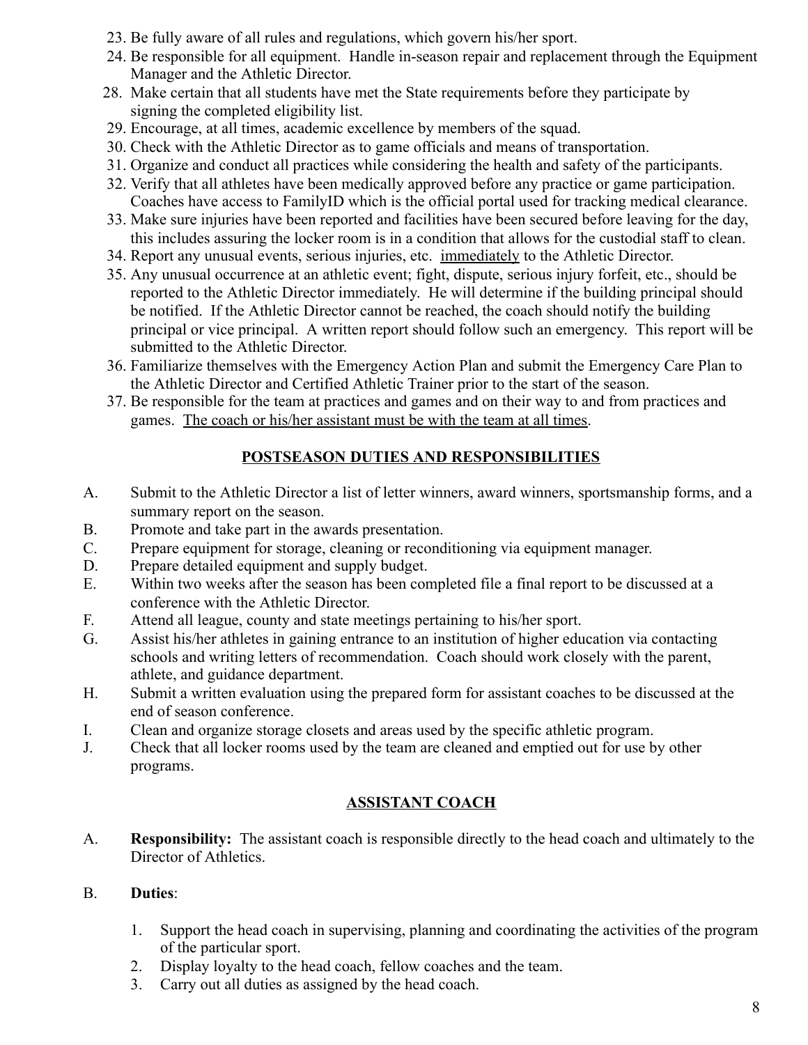23. Be fully aware of all rules and regulations, which govern his/her sport.
24. Be responsible for all equipment. Handle in-season repair and replacement through the Equipment Manager and the Athletic Director.
28. Make certain that all students have met the State requirements before they participate by signing the completed eligibility list.
29. Encourage, at all times, academic excellence by members of the squad.
30. Check with the Athletic Director as to game officials and means of transportation.
31. Organize and conduct all practices while considering the health and safety of the participants.
32. Verify that all athletes have been medically approved before any practice or game participation. Coaches have access to FamilyID which is the official portal used for tracking medical clearance.
33. Make sure injuries have been reported and facilities have been secured before leaving for the day, this includes assuring the locker room is in a condition that allows for the custodial staff to clean.
34. Report any unusual events, serious injuries, etc. <u>immediately</u> to the Athletic Director.
35. Any unusual occurrence at an athletic event; fight, dispute, serious injury forfeit, etc., should be reported to the Athletic Director immediately. He will determine if the building principal should be notified. If the Athletic Director cannot be reached, the coach should notify the building principal or vice principal. A written report should follow such an emergency. This report will be submitted to the Athletic Director.
36. Familiarize themselves with the Emergency Action Plan and submit the Emergency Care Plan to the Athletic Director and Certified Athletic Trainer prior to the start of the season.
37. Be responsible for the team at practices and games and on their way to and from practices and games. <u>The coach or his/her assistant must be with the team at all times</u>.

## POSTSEASON DUTIES AND RESPONSIBILITIES

A. Submit to the Athletic Director a list of letter winners, award winners, sportsmanship forms, and a summary report on the season.
B. Promote and take part in the awards presentation.
C. Prepare equipment for storage, cleaning or reconditioning via equipment manager.
D. Prepare detailed equipment and supply budget.
E. Within two weeks after the season has been completed file a final report to be discussed at a conference with the Athletic Director.
F. Attend all league, county and state meetings pertaining to his/her sport.
G. Assist his/her athletes in gaining entrance to an institution of higher education via contacting schools and writing letters of recommendation. Coach should work closely with the parent, athlete, and guidance department.
H. Submit a written evaluation using the prepared form for assistant coaches to be discussed at the end of season conference.
I. Clean and organize storage closets and areas used by the specific athletic program.
J. Check that all locker rooms used by the team are cleaned and emptied out for use by other programs.

## ASSISTANT COACH

A. **Responsibility:** The assistant coach is responsible directly to the head coach and ultimately to the Director of Athletics.

B. **Duties**:

1. Support the head coach in supervising, planning and coordinating the activities of the program of the particular sport.
2. Display loyalty to the head coach, fellow coaches and the team.
3. Carry out all duties as assigned by the head coach.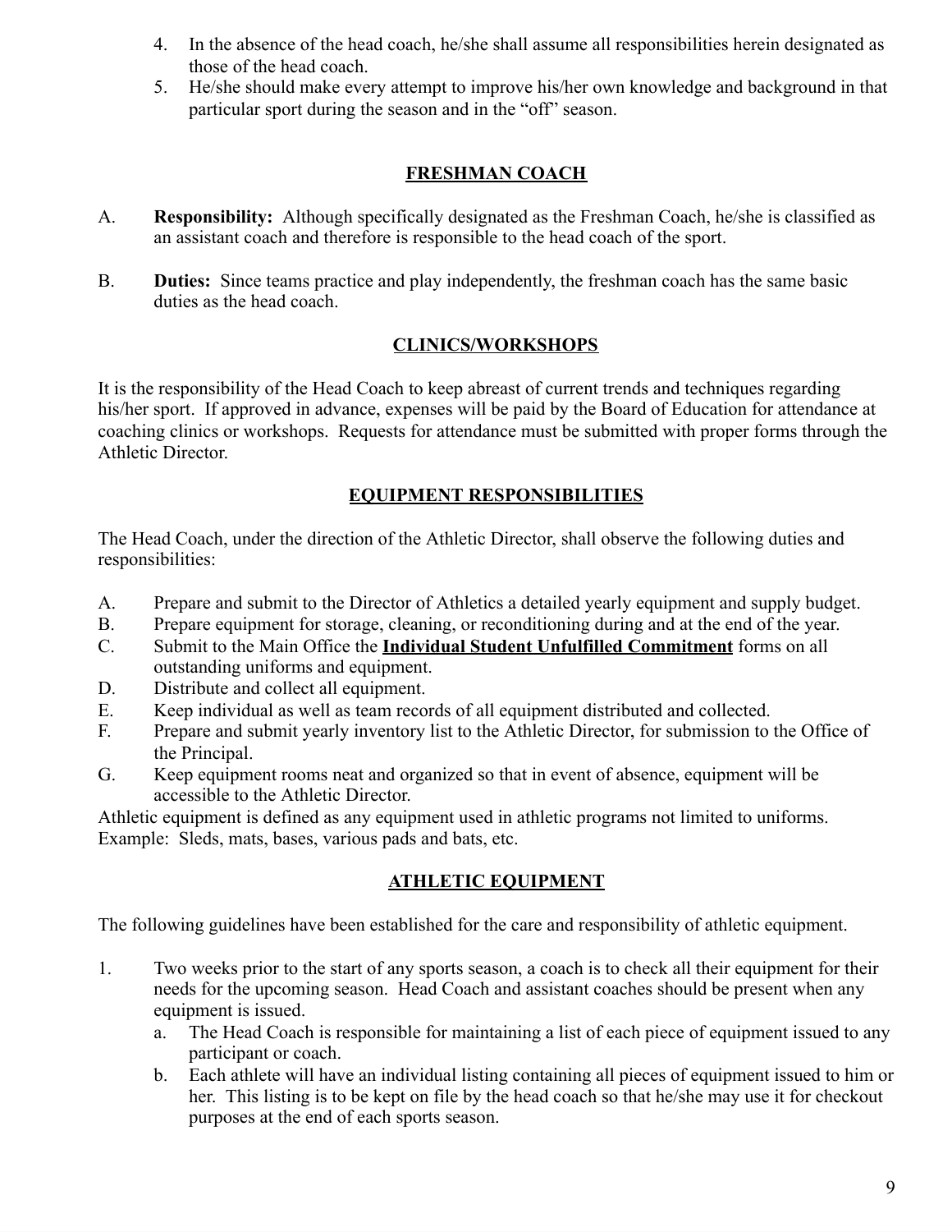4. In the absence of the head coach, he/she shall assume all responsibilities herein designated as those of the head coach.
5. He/she should make every attempt to improve his/her own knowledge and background in that particular sport during the season and in the "off" season.

## FRESHMAN COACH

A. **Responsibility:** Although specifically designated as the Freshman Coach, he/she is classified as an assistant coach and therefore is responsible to the head coach of the sport.

B. **Duties:** Since teams practice and play independently, the freshman coach has the same basic duties as the head coach.

## CLINICS/WORKSHOPS

It is the responsibility of the Head Coach to keep abreast of current trends and techniques regarding his/her sport. If approved in advance, expenses will be paid by the Board of Education for attendance at coaching clinics or workshops. Requests for attendance must be submitted with proper forms through the Athletic Director.

## EQUIPMENT RESPONSIBILITIES

The Head Coach, under the direction of the Athletic Director, shall observe the following duties and responsibilities:

A. Prepare and submit to the Director of Athletics a detailed yearly equipment and supply budget.
B. Prepare equipment for storage, cleaning, or reconditioning during and at the end of the year.
C. Submit to the Main Office the **Individual Student Unfulfilled Commitment** forms on all outstanding uniforms and equipment.
D. Distribute and collect all equipment.
E. Keep individual as well as team records of all equipment distributed and collected.
F. Prepare and submit yearly inventory list to the Athletic Director, for submission to the Office of the Principal.
G. Keep equipment rooms neat and organized so that in event of absence, equipment will be accessible to the Athletic Director.

Athletic equipment is defined as any equipment used in athletic programs not limited to uniforms. Example: Sleds, mats, bases, various pads and bats, etc.

## ATHLETIC EQUIPMENT

The following guidelines have been established for the care and responsibility of athletic equipment.

1. Two weeks prior to the start of any sports season, a coach is to check all their equipment for their needs for the upcoming season. Head Coach and assistant coaches should be present when any equipment is issued.
   a. The Head Coach is responsible for maintaining a list of each piece of equipment issued to any participant or coach.
   b. Each athlete will have an individual listing containing all pieces of equipment issued to him or her. This listing is to be kept on file by the head coach so that he/she may use it for checkout purposes at the end of each sports season.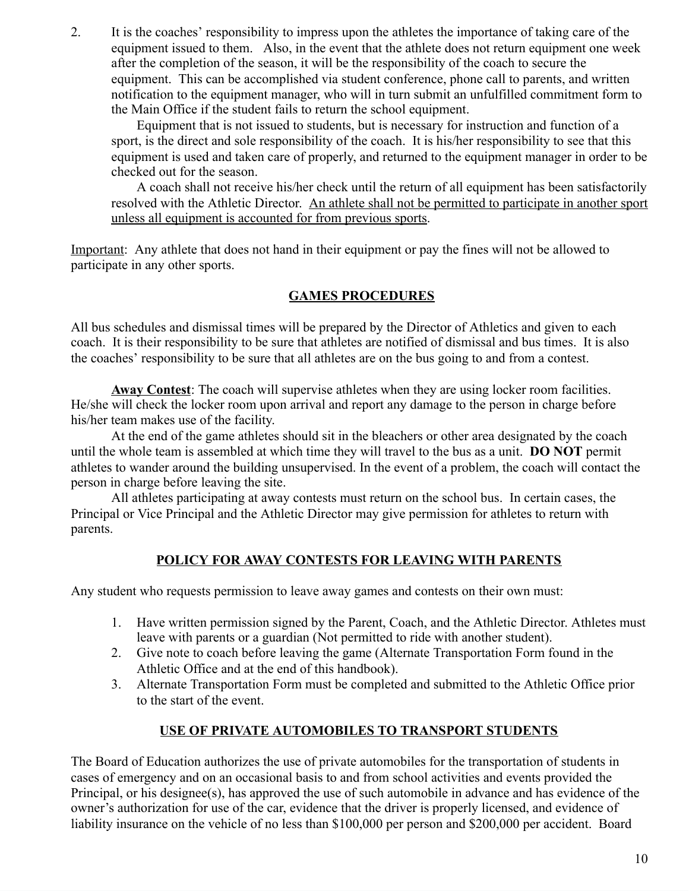2. It is the coaches' responsibility to impress upon the athletes the importance of taking care of the equipment issued to them. Also, in the event that the athlete does not return equipment one week after the completion of the season, it will be the responsibility of the coach to secure the equipment. This can be accomplished via student conference, phone call to parents, and written notification to the equipment manager, who will in turn submit an unfulfilled commitment form to the Main Office if the student fails to return the school equipment.

   Equipment that is not issued to students, but is necessary for instruction and function of a sport, is the direct and sole responsibility of the coach. It is his/her responsibility to see that this equipment is used and taken care of properly, and returned to the equipment manager in order to be checked out for the season.

   A coach shall not receive his/her check until the return of all equipment has been satisfactorily resolved with the Athletic Director. <u>An athlete shall not be permitted to participate in another sport unless all equipment is accounted for from previous sports</u>.

<u>Important</u>: Any athlete that does not hand in their equipment or pay the fines will not be allowed to participate in any other sports.

## <u>GAMES PROCEDURES</u>

All bus schedules and dismissal times will be prepared by the Director of Athletics and given to each coach. It is their responsibility to be sure that athletes are notified of dismissal and bus times. It is also the coaches' responsibility to be sure that all athletes are on the bus going to and from a contest.

**<u>Away Contest</u>**: The coach will supervise athletes when they are using locker room facilities. He/she will check the locker room upon arrival and report any damage to the person in charge before his/her team makes use of the facility.

At the end of the game athletes should sit in the bleachers or other area designated by the coach until the whole team is assembled at which time they will travel to the bus as a unit. **DO NOT** permit athletes to wander around the building unsupervised. In the event of a problem, the coach will contact the person in charge before leaving the site.

All athletes participating at away contests must return on the school bus. In certain cases, the Principal or Vice Principal and the Athletic Director may give permission for athletes to return with parents.

## <u>POLICY FOR AWAY CONTESTS FOR LEAVING WITH PARENTS</u>

Any student who requests permission to leave away games and contests on their own must:

1. Have written permission signed by the Parent, Coach, and the Athletic Director. Athletes must leave with parents or a guardian (Not permitted to ride with another student).
2. Give note to coach before leaving the game (Alternate Transportation Form found in the Athletic Office and at the end of this handbook).
3. Alternate Transportation Form must be completed and submitted to the Athletic Office prior to the start of the event.

## <u>USE OF PRIVATE AUTOMOBILES TO TRANSPORT STUDENTS</u>

The Board of Education authorizes the use of private automobiles for the transportation of students in cases of emergency and on an occasional basis to and from school activities and events provided the Principal, or his designee(s), has approved the use of such automobile in advance and has evidence of the owner's authorization for use of the car, evidence that the driver is properly licensed, and evidence of liability insurance on the vehicle of no less than $100,000 per person and $200,000 per accident. Board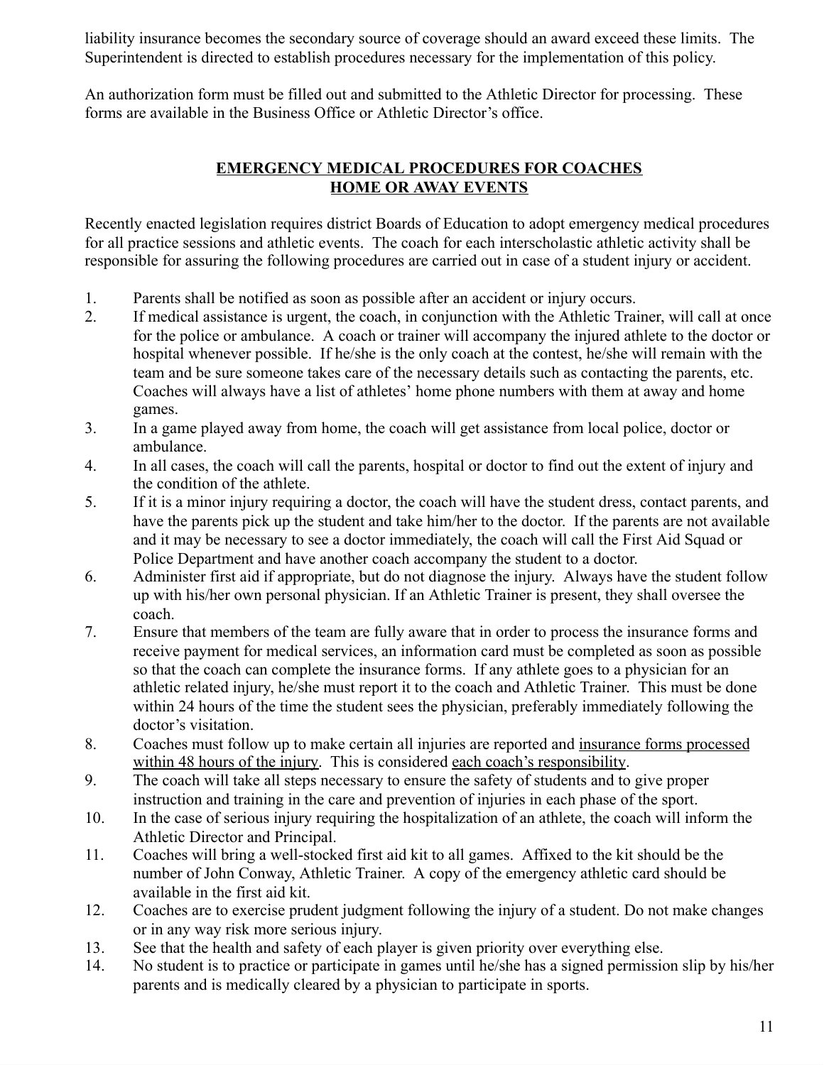liability insurance becomes the secondary source of coverage should an award exceed these limits. The Superintendent is directed to establish procedures necessary for the implementation of this policy.

An authorization form must be filled out and submitted to the Athletic Director for processing. These forms are available in the Business Office or Athletic Director's office.

## <u>EMERGENCY MEDICAL PROCEDURES FOR COACHES</u>
## <u>HOME OR AWAY EVENTS</u>

Recently enacted legislation requires district Boards of Education to adopt emergency medical procedures for all practice sessions and athletic events. The coach for each interscholastic athletic activity shall be responsible for assuring the following procedures are carried out in case of a student injury or accident.

1. Parents shall be notified as soon as possible after an accident or injury occurs.
2. If medical assistance is urgent, the coach, in conjunction with the Athletic Trainer, will call at once for the police or ambulance. A coach or trainer will accompany the injured athlete to the doctor or hospital whenever possible. If he/she is the only coach at the contest, he/she will remain with the team and be sure someone takes care of the necessary details such as contacting the parents, etc. Coaches will always have a list of athletes' home phone numbers with them at away and home games.
3. In a game played away from home, the coach will get assistance from local police, doctor or ambulance.
4. In all cases, the coach will call the parents, hospital or doctor to find out the extent of injury and the condition of the athlete.
5. If it is a minor injury requiring a doctor, the coach will have the student dress, contact parents, and have the parents pick up the student and take him/her to the doctor. If the parents are not available and it may be necessary to see a doctor immediately, the coach will call the First Aid Squad or Police Department and have another coach accompany the student to a doctor.
6. Administer first aid if appropriate, but do not diagnose the injury. Always have the student follow up with his/her own personal physician. If an Athletic Trainer is present, they shall oversee the coach.
7. Ensure that members of the team are fully aware that in order to process the insurance forms and receive payment for medical services, an information card must be completed as soon as possible so that the coach can complete the insurance forms. If any athlete goes to a physician for an athletic related injury, he/she must report it to the coach and Athletic Trainer. This must be done within 24 hours of the time the student sees the physician, preferably immediately following the doctor's visitation.
8. Coaches must follow up to make certain all injuries are reported and <u>insurance forms processed within 48 hours of the injury</u>. This is considered <u>each coach's responsibility</u>.
9. The coach will take all steps necessary to ensure the safety of students and to give proper instruction and training in the care and prevention of injuries in each phase of the sport.
10. In the case of serious injury requiring the hospitalization of an athlete, the coach will inform the Athletic Director and Principal.
11. Coaches will bring a well-stocked first aid kit to all games. Affixed to the kit should be the number of John Conway, Athletic Trainer. A copy of the emergency athletic card should be available in the first aid kit.
12. Coaches are to exercise prudent judgment following the injury of a student. Do not make changes or in any way risk more serious injury.
13. See that the health and safety of each player is given priority over everything else.
14. No student is to practice or participate in games until he/she has a signed permission slip by his/her parents and is medically cleared by a physician to participate in sports.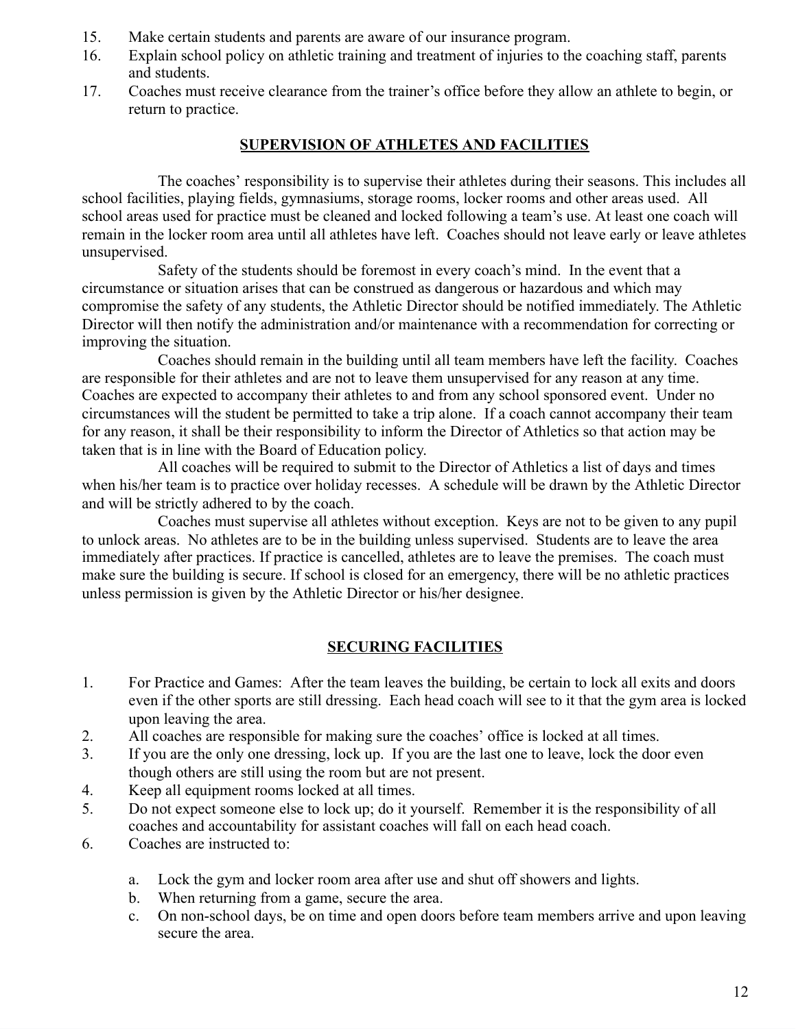15. Make certain students and parents are aware of our insurance program.
16. Explain school policy on athletic training and treatment of injuries to the coaching staff, parents and students.
17. Coaches must receive clearance from the trainer's office before they allow an athlete to begin, or return to practice.

## SUPERVISION OF ATHLETES AND FACILITIES

The coaches' responsibility is to supervise their athletes during their seasons. This includes all school facilities, playing fields, gymnasiums, storage rooms, locker rooms and other areas used. All school areas used for practice must be cleaned and locked following a team's use. At least one coach will remain in the locker room area until all athletes have left. Coaches should not leave early or leave athletes unsupervised.

Safety of the students should be foremost in every coach's mind. In the event that a circumstance or situation arises that can be construed as dangerous or hazardous and which may compromise the safety of any students, the Athletic Director should be notified immediately. The Athletic Director will then notify the administration and/or maintenance with a recommendation for correcting or improving the situation.

Coaches should remain in the building until all team members have left the facility. Coaches are responsible for their athletes and are not to leave them unsupervised for any reason at any time. Coaches are expected to accompany their athletes to and from any school sponsored event. Under no circumstances will the student be permitted to take a trip alone. If a coach cannot accompany their team for any reason, it shall be their responsibility to inform the Director of Athletics so that action may be taken that is in line with the Board of Education policy.

All coaches will be required to submit to the Director of Athletics a list of days and times when his/her team is to practice over holiday recesses. A schedule will be drawn by the Athletic Director and will be strictly adhered to by the coach.

Coaches must supervise all athletes without exception. Keys are not to be given to any pupil to unlock areas. No athletes are to be in the building unless supervised. Students are to leave the area immediately after practices. If practice is cancelled, athletes are to leave the premises. The coach must make sure the building is secure. If school is closed for an emergency, there will be no athletic practices unless permission is given by the Athletic Director or his/her designee.

## SECURING FACILITIES

1. For Practice and Games: After the team leaves the building, be certain to lock all exits and doors even if the other sports are still dressing. Each head coach will see to it that the gym area is locked upon leaving the area.
2. All coaches are responsible for making sure the coaches' office is locked at all times.
3. If you are the only one dressing, lock up. If you are the last one to leave, lock the door even though others are still using the room but are not present.
4. Keep all equipment rooms locked at all times.
5. Do not expect someone else to lock up; do it yourself. Remember it is the responsibility of all coaches and accountability for assistant coaches will fall on each head coach.
6. Coaches are instructed to:

    a. Lock the gym and locker room area after use and shut off showers and lights.
    b. When returning from a game, secure the area.
    c. On non-school days, be on time and open doors before team members arrive and upon leaving secure the area.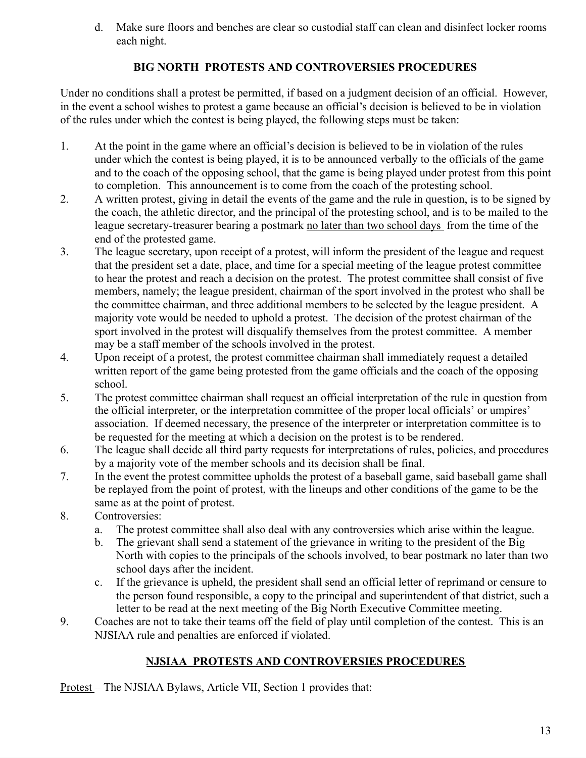d. Make sure floors and benches are clear so custodial staff can clean and disinfect locker rooms each night.

## BIG NORTH PROTESTS AND CONTROVERSIES PROCEDURES

Under no conditions shall a protest be permitted, if based on a judgment decision of an official. However, in the event a school wishes to protest a game because an official's decision is believed to be in violation of the rules under which the contest is being played, the following steps must be taken:

1. At the point in the game where an official's decision is believed to be in violation of the rules under which the contest is being played, it is to be announced verbally to the officials of the game and to the coach of the opposing school, that the game is being played under protest from this point to completion. This announcement is to come from the coach of the protesting school.
2. A written protest, giving in detail the events of the game and the rule in question, is to be signed by the coach, the athletic director, and the principal of the protesting school, and is to be mailed to the league secretary-treasurer bearing a postmark <u>no later than two school days</u> from the time of the end of the protested game.
3. The league secretary, upon receipt of a protest, will inform the president of the league and request that the president set a date, place, and time for a special meeting of the league protest committee to hear the protest and reach a decision on the protest. The protest committee shall consist of five members, namely; the league president, chairman of the sport involved in the protest who shall be the committee chairman, and three additional members to be selected by the league president. A majority vote would be needed to uphold a protest. The decision of the protest chairman of the sport involved in the protest will disqualify themselves from the protest committee. A member may be a staff member of the schools involved in the protest.
4. Upon receipt of a protest, the protest committee chairman shall immediately request a detailed written report of the game being protested from the game officials and the coach of the opposing school.
5. The protest committee chairman shall request an official interpretation of the rule in question from the official interpreter, or the interpretation committee of the proper local officials' or umpires' association. If deemed necessary, the presence of the interpreter or interpretation committee is to be requested for the meeting at which a decision on the protest is to be rendered.
6. The league shall decide all third party requests for interpretations of rules, policies, and procedures by a majority vote of the member schools and its decision shall be final.
7. In the event the protest committee upholds the protest of a baseball game, said baseball game shall be replayed from the point of protest, with the lineups and other conditions of the game to be the same as at the point of protest.
8. Controversies:
   a. The protest committee shall also deal with any controversies which arise within the league.
   b. The grievant shall send a statement of the grievance in writing to the president of the Big North with copies to the principals of the schools involved, to bear postmark no later than two school days after the incident.
   c. If the grievance is upheld, the president shall send an official letter of reprimand or censure to the person found responsible, a copy to the principal and superintendent of that district, such a letter to be read at the next meeting of the Big North Executive Committee meeting.
9. Coaches are not to take their teams off the field of play until completion of the contest. This is an NJSIAA rule and penalties are enforced if violated.

## NJSIAA PROTESTS AND CONTROVERSIES PROCEDURES

<u>Protest</u> – The NJSIAA Bylaws, Article VII, Section 1 provides that: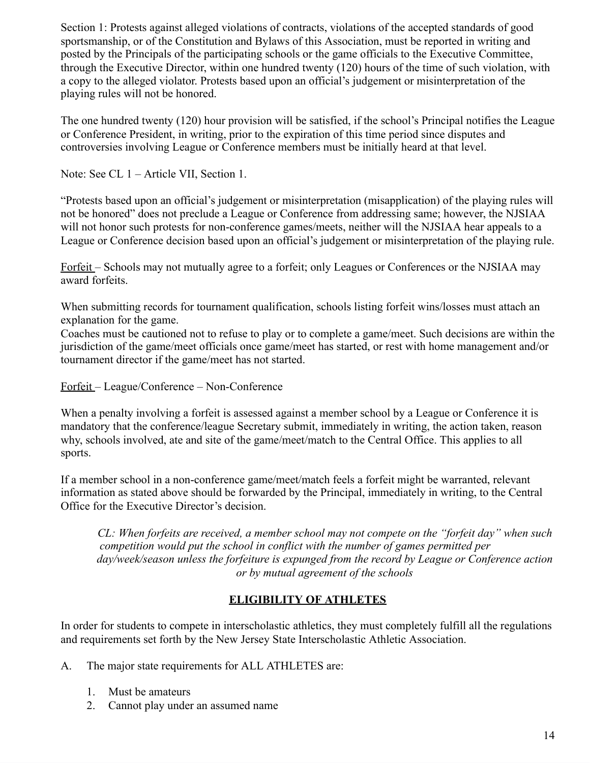Section 1: Protests against alleged violations of contracts, violations of the accepted standards of good sportsmanship, or of the Constitution and Bylaws of this Association, must be reported in writing and posted by the Principals of the participating schools or the game officials to the Executive Committee, through the Executive Director, within one hundred twenty (120) hours of the time of such violation, with a copy to the alleged violator. Protests based upon an official's judgement or misinterpretation of the playing rules will not be honored.

The one hundred twenty (120) hour provision will be satisfied, if the school's Principal notifies the League or Conference President, in writing, prior to the expiration of this time period since disputes and controversies involving League or Conference members must be initially heard at that level.

Note: See CL 1 – Article VII, Section 1.

"Protests based upon an official's judgement or misinterpretation (misapplication) of the playing rules will not be honored" does not preclude a League or Conference from addressing same; however, the NJSIAA will not honor such protests for non-conference games/meets, neither will the NJSIAA hear appeals to a League or Conference decision based upon an official's judgement or misinterpretation of the playing rule.

<u>Forfeit</u> – Schools may not mutually agree to a forfeit; only Leagues or Conferences or the NJSIAA may award forfeits.

When submitting records for tournament qualification, schools listing forfeit wins/losses must attach an explanation for the game.
Coaches must be cautioned not to refuse to play or to complete a game/meet. Such decisions are within the jurisdiction of the game/meet officials once game/meet has started, or rest with home management and/or tournament director if the game/meet has not started.

<u>Forfeit</u> – League/Conference – Non-Conference

When a penalty involving a forfeit is assessed against a member school by a League or Conference it is mandatory that the conference/league Secretary submit, immediately in writing, the action taken, reason why, schools involved, ate and site of the game/meet/match to the Central Office. This applies to all sports.

If a member school in a non-conference game/meet/match feels a forfeit might be warranted, relevant information as stated above should be forwarded by the Principal, immediately in writing, to the Central Office for the Executive Director's decision.

> *CL: When forfeits are received, a member school may not compete on the "forfeit day" when such competition would put the school in conflict with the number of games permitted per day/week/season unless the forfeiture is expunged from the record by League or Conference action or by mutual agreement of the schools*

## **ELIGIBILITY OF ATHLETES**

In order for students to compete in interscholastic athletics, they must completely fulfill all the regulations and requirements set forth by the New Jersey State Interscholastic Athletic Association.

A. The major state requirements for ALL ATHLETES are:

1. Must be amateurs
2. Cannot play under an assumed name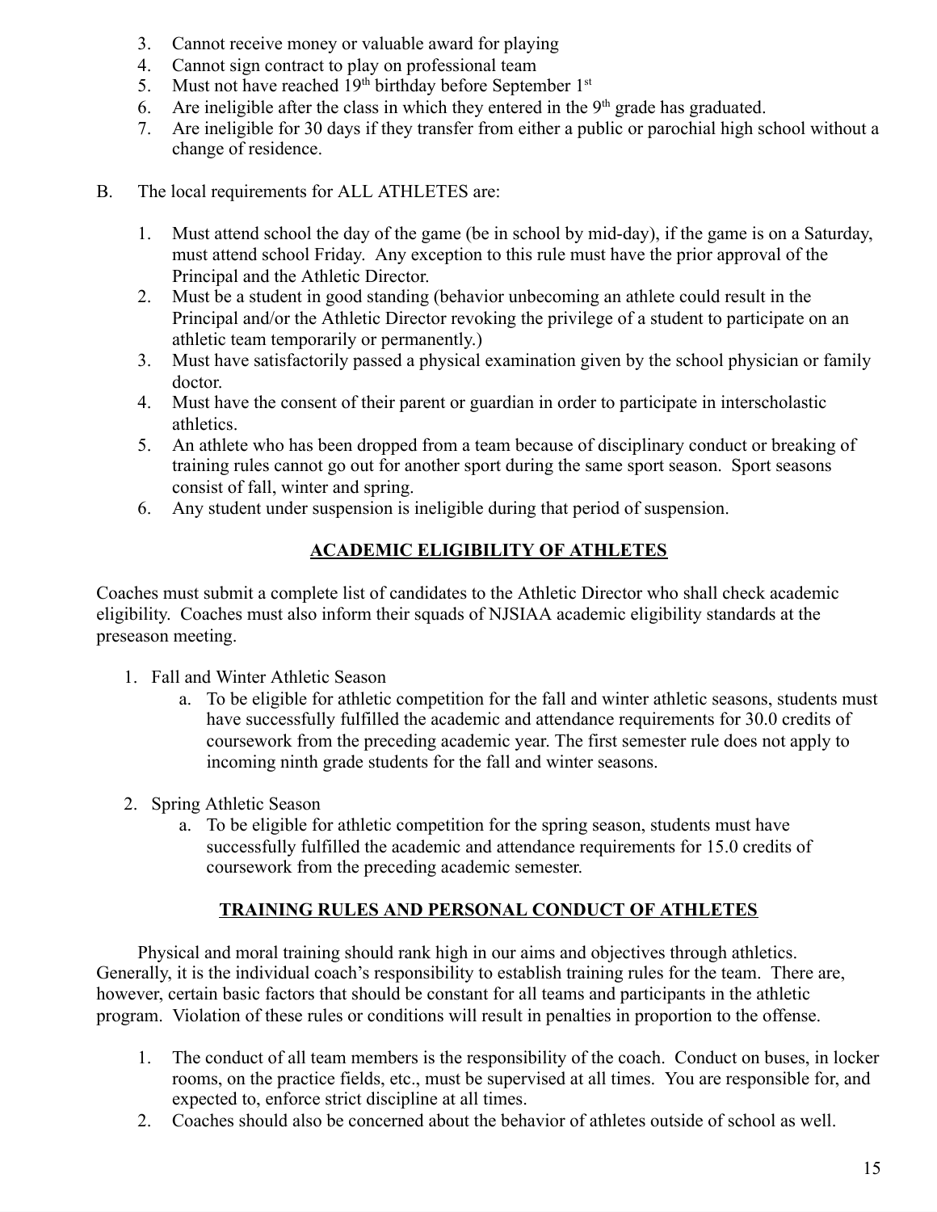3. Cannot receive money or valuable award for playing
4. Cannot sign contract to play on professional team
5. Must not have reached 19th birthday before September 1st
6. Are ineligible after the class in which they entered in the 9th grade has graduated.
7. Are ineligible for 30 days if they transfer from either a public or parochial high school without a change of residence.

B. The local requirements for ALL ATHLETES are:

1. Must attend school the day of the game (be in school by mid-day), if the game is on a Saturday, must attend school Friday. Any exception to this rule must have the prior approval of the Principal and the Athletic Director.
2. Must be a student in good standing (behavior unbecoming an athlete could result in the Principal and/or the Athletic Director revoking the privilege of a student to participate on an athletic team temporarily or permanently.)
3. Must have satisfactorily passed a physical examination given by the school physician or family doctor.
4. Must have the consent of their parent or guardian in order to participate in interscholastic athletics.
5. An athlete who has been dropped from a team because of disciplinary conduct or breaking of training rules cannot go out for another sport during the same sport season. Sport seasons consist of fall, winter and spring.
6. Any student under suspension is ineligible during that period of suspension.

## ACADEMIC ELIGIBILITY OF ATHLETES

Coaches must submit a complete list of candidates to the Athletic Director who shall check academic eligibility. Coaches must also inform their squads of NJSIAA academic eligibility standards at the preseason meeting.

1. Fall and Winter Athletic Season
   a. To be eligible for athletic competition for the fall and winter athletic seasons, students must have successfully fulfilled the academic and attendance requirements for 30.0 credits of coursework from the preceding academic year. The first semester rule does not apply to incoming ninth grade students for the fall and winter seasons.

2. Spring Athletic Season
   a. To be eligible for athletic competition for the spring season, students must have successfully fulfilled the academic and attendance requirements for 15.0 credits of coursework from the preceding academic semester.

## TRAINING RULES AND PERSONAL CONDUCT OF ATHLETES

Physical and moral training should rank high in our aims and objectives through athletics. Generally, it is the individual coach's responsibility to establish training rules for the team. There are, however, certain basic factors that should be constant for all teams and participants in the athletic program. Violation of these rules or conditions will result in penalties in proportion to the offense.

1. The conduct of all team members is the responsibility of the coach. Conduct on buses, in locker rooms, on the practice fields, etc., must be supervised at all times. You are responsible for, and expected to, enforce strict discipline at all times.
2. Coaches should also be concerned about the behavior of athletes outside of school as well.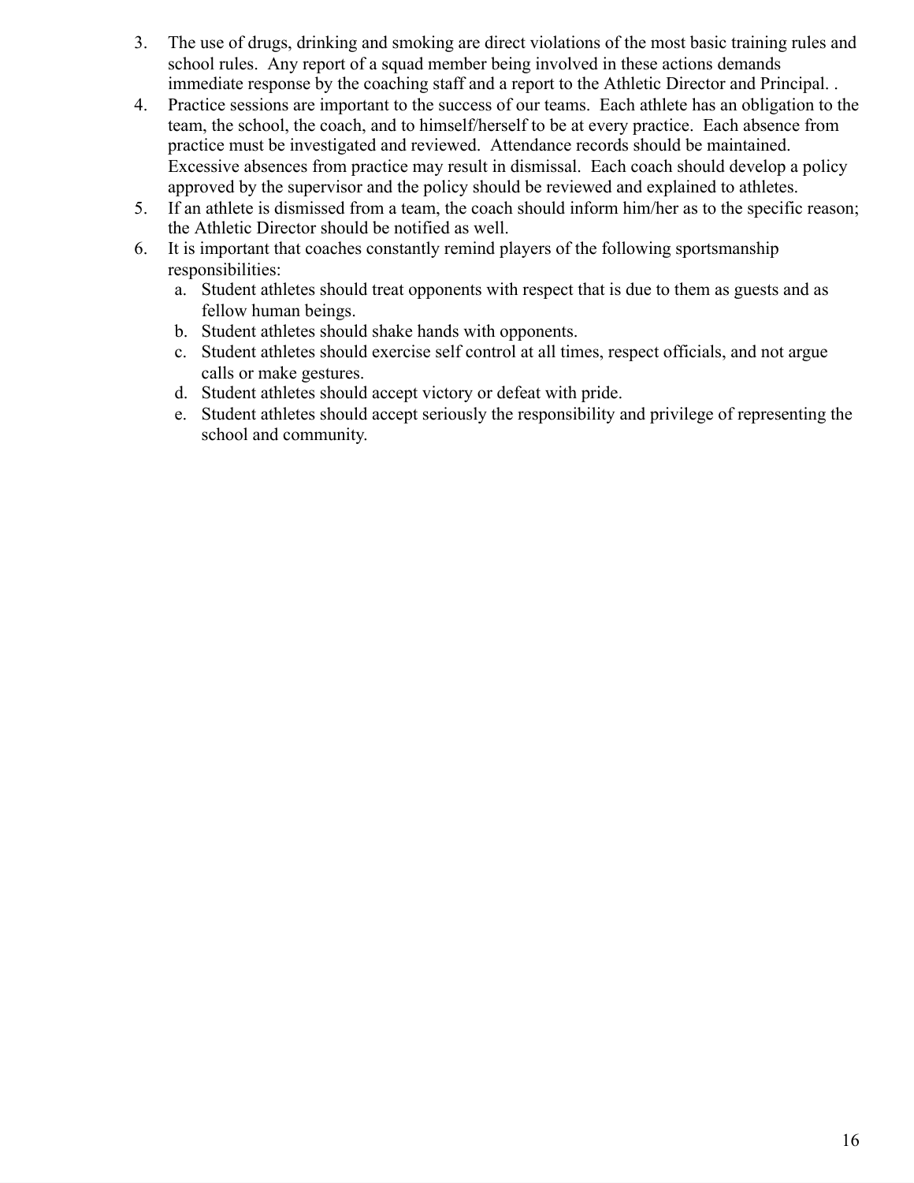3. The use of drugs, drinking and smoking are direct violations of the most basic training rules and school rules. Any report of a squad member being involved in these actions demands immediate response by the coaching staff and a report to the Athletic Director and Principal. .
4. Practice sessions are important to the success of our teams. Each athlete has an obligation to the team, the school, the coach, and to himself/herself to be at every practice. Each absence from practice must be investigated and reviewed. Attendance records should be maintained. Excessive absences from practice may result in dismissal. Each coach should develop a policy approved by the supervisor and the policy should be reviewed and explained to athletes.
5. If an athlete is dismissed from a team, the coach should inform him/her as to the specific reason; the Athletic Director should be notified as well.
6. It is important that coaches constantly remind players of the following sportsmanship responsibilities:
   a. Student athletes should treat opponents with respect that is due to them as guests and as fellow human beings.
   b. Student athletes should shake hands with opponents.
   c. Student athletes should exercise self control at all times, respect officials, and not argue calls or make gestures.
   d. Student athletes should accept victory or defeat with pride.
   e. Student athletes should accept seriously the responsibility and privilege of representing the school and community.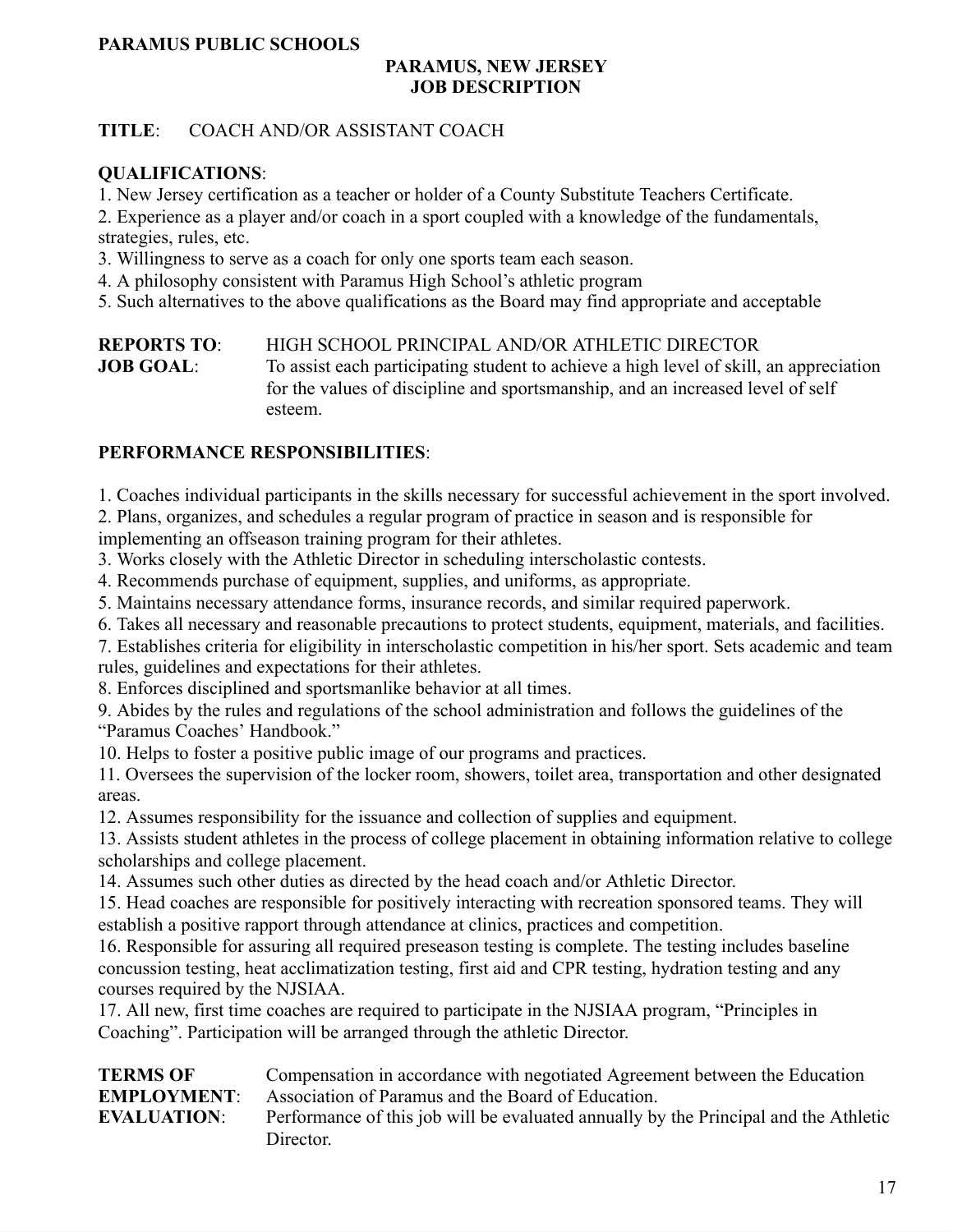**PARAMUS PUBLIC SCHOOLS**

**PARAMUS, NEW JERSEY**
**JOB DESCRIPTION**

**TITLE**: COACH AND/OR ASSISTANT COACH

**QUALIFICATIONS**:

1. New Jersey certification as a teacher or holder of a County Substitute Teachers Certificate.
2. Experience as a player and/or coach in a sport coupled with a knowledge of the fundamentals, strategies, rules, etc.
3. Willingness to serve as a coach for only one sports team each season.
4. A philosophy consistent with Paramus High School's athletic program
5. Such alternatives to the above qualifications as the Board may find appropriate and acceptable

**REPORTS TO**: HIGH SCHOOL PRINCIPAL AND/OR ATHLETIC DIRECTOR

**JOB GOAL**: To assist each participating student to achieve a high level of skill, an appreciation for the values of discipline and sportsmanship, and an increased level of self esteem.

**PERFORMANCE RESPONSIBILITIES**:

1. Coaches individual participants in the skills necessary for successful achievement in the sport involved.
2. Plans, organizes, and schedules a regular program of practice in season and is responsible for implementing an offseason training program for their athletes.
3. Works closely with the Athletic Director in scheduling interscholastic contests.
4. Recommends purchase of equipment, supplies, and uniforms, as appropriate.
5. Maintains necessary attendance forms, insurance records, and similar required paperwork.
6. Takes all necessary and reasonable precautions to protect students, equipment, materials, and facilities.
7. Establishes criteria for eligibility in interscholastic competition in his/her sport. Sets academic and team rules, guidelines and expectations for their athletes.
8. Enforces disciplined and sportsmanlike behavior at all times.
9. Abides by the rules and regulations of the school administration and follows the guidelines of the "Paramus Coaches' Handbook."
10. Helps to foster a positive public image of our programs and practices.
11. Oversees the supervision of the locker room, showers, toilet area, transportation and other designated areas.
12. Assumes responsibility for the issuance and collection of supplies and equipment.
13. Assists student athletes in the process of college placement in obtaining information relative to college scholarships and college placement.
14. Assumes such other duties as directed by the head coach and/or Athletic Director.
15. Head coaches are responsible for positively interacting with recreation sponsored teams. They will establish a positive rapport through attendance at clinics, practices and competition.
16. Responsible for assuring all required preseason testing is complete. The testing includes baseline concussion testing, heat acclimatization testing, first aid and CPR testing, hydration testing and any courses required by the NJSIAA.
17. All new, first time coaches are required to participate in the NJSIAA program, "Principles in Coaching". Participation will be arranged through the athletic Director.

**TERMS OF EMPLOYMENT**: Compensation in accordance with negotiated Agreement between the Education Association of Paramus and the Board of Education.

**EVALUATION**: Performance of this job will be evaluated annually by the Principal and the Athletic Director.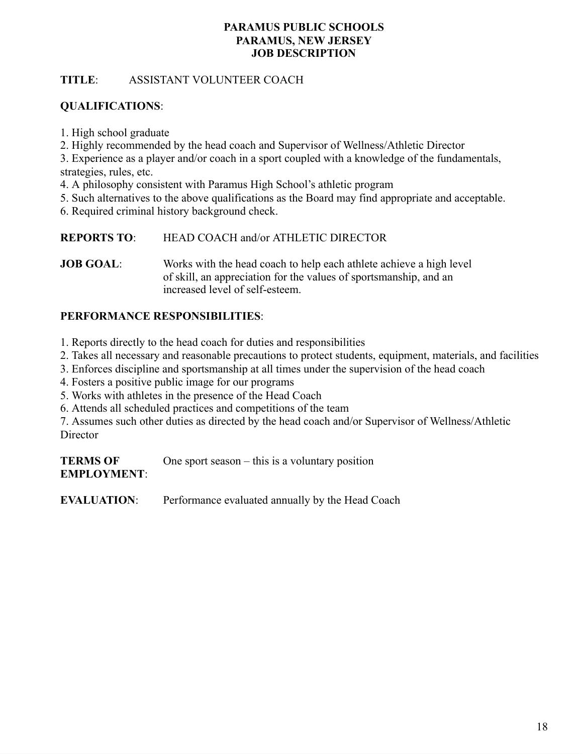**PARAMUS PUBLIC SCHOOLS**
**PARAMUS, NEW JERSEY**
**JOB DESCRIPTION**

**TITLE**: ASSISTANT VOLUNTEER COACH

**QUALIFICATIONS**:

1. High school graduate
2. Highly recommended by the head coach and Supervisor of Wellness/Athletic Director
3. Experience as a player and/or coach in a sport coupled with a knowledge of the fundamentals, strategies, rules, etc.
4. A philosophy consistent with Paramus High School's athletic program
5. Such alternatives to the above qualifications as the Board may find appropriate and acceptable.
6. Required criminal history background check.

**REPORTS TO**: HEAD COACH and/or ATHLETIC DIRECTOR

**JOB GOAL**: Works with the head coach to help each athlete achieve a high level of skill, an appreciation for the values of sportsmanship, and an increased level of self-esteem.

**PERFORMANCE RESPONSIBILITIES**:

1. Reports directly to the head coach for duties and responsibilities
2. Takes all necessary and reasonable precautions to protect students, equipment, materials, and facilities
3. Enforces discipline and sportsmanship at all times under the supervision of the head coach
4. Fosters a positive public image for our programs
5. Works with athletes in the presence of the Head Coach
6. Attends all scheduled practices and competitions of the team
7. Assumes such other duties as directed by the head coach and/or Supervisor of Wellness/Athletic Director

**TERMS OF EMPLOYMENT**: One sport season – this is a voluntary position

**EVALUATION**: Performance evaluated annually by the Head Coach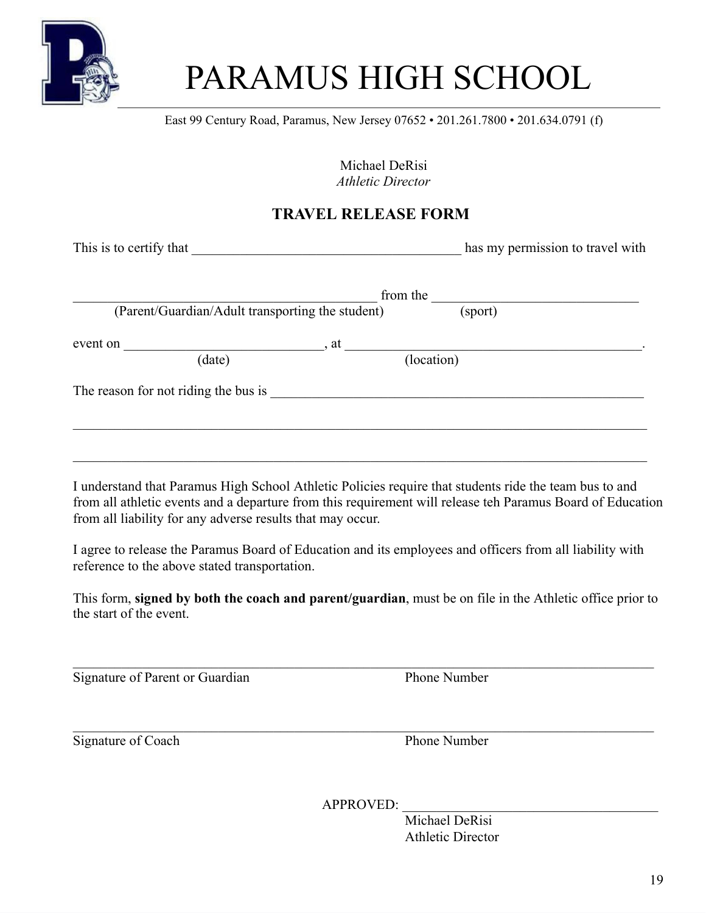# PARAMUS HIGH SCHOOL

East 99 Century Road, Paramus, New Jersey 07652 • 201.261.7800 • 201.634.0791 (f)

Michael DeRisi
*Athletic Director*

## TRAVEL RELEASE FORM

This is to certify that ________________________________________ has my permission to travel with

_____________________________________________ from the ______________________________
(Parent/Guardian/Adult transporting the student) (sport)

event on ______________________________, at ____________________________________________.
(date) (location)

The reason for not riding the bus is ________________________________________________________

____________________________________________________________________________________

____________________________________________________________________________________

I understand that Paramus High School Athletic Policies require that students ride the team bus to and from all athletic events and a departure from this requirement will release teh Paramus Board of Education from all liability for any adverse results that may occur.

I agree to release the Paramus Board of Education and its employees and officers from all liability with reference to the above stated transportation.

This form, **signed by both the coach and parent/guardian**, must be on file in the Athletic office prior to the start of the event.

____________________________________________________________________________________
Signature of Parent or Guardian Phone Number

____________________________________________________________________________________
Signature of Coach Phone Number

APPROVED: ______________________________________
Michael DeRisi
Athletic Director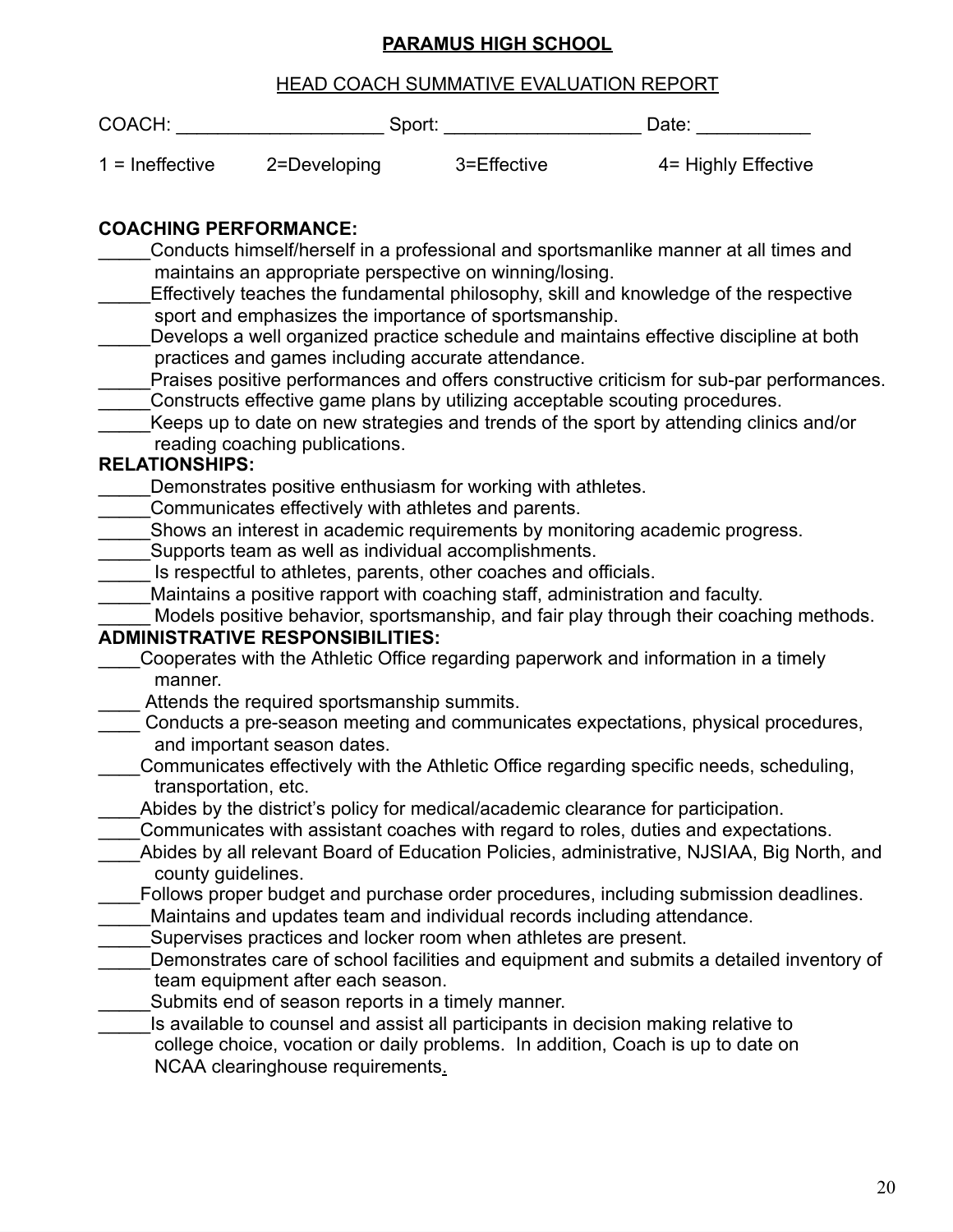# PARAMUS HIGH SCHOOL

## HEAD COACH SUMMATIVE EVALUATION REPORT

COACH: ____________________ Sport: ___________________ Date: ___________

1 = Ineffective    2=Developing    3=Effective    4= Highly Effective

**COACHING PERFORMANCE:**

_____Conducts himself/herself in a professional and sportsmanlike manner at all times and maintains an appropriate perspective on winning/losing.
_____Effectively teaches the fundamental philosophy, skill and knowledge of the respective sport and emphasizes the importance of sportsmanship.
_____Develops a well organized practice schedule and maintains effective discipline at both practices and games including accurate attendance.
_____Praises positive performances and offers constructive criticism for sub-par performances.
_____Constructs effective game plans by utilizing acceptable scouting procedures.
_____Keeps up to date on new strategies and trends of the sport by attending clinics and/or reading coaching publications.

**RELATIONSHIPS:**

_____Demonstrates positive enthusiasm for working with athletes.
_____Communicates effectively with athletes and parents.
_____Shows an interest in academic requirements by monitoring academic progress.
_____Supports team as well as individual accomplishments.
_____ Is respectful to athletes, parents, other coaches and officials.
_____Maintains a positive rapport with coaching staff, administration and faculty.
_____ Models positive behavior, sportsmanship, and fair play through their coaching methods.

**ADMINISTRATIVE RESPONSIBILITIES:**

____Cooperates with the Athletic Office regarding paperwork and information in a timely manner.
____ Attends the required sportsmanship summits.
____ Conducts a pre-season meeting and communicates expectations, physical procedures, and important season dates.
____Communicates effectively with the Athletic Office regarding specific needs, scheduling, transportation, etc.
____Abides by the district's policy for medical/academic clearance for participation.
____Communicates with assistant coaches with regard to roles, duties and expectations.
____Abides by all relevant Board of Education Policies, administrative, NJSIAA, Big North, and county guidelines.
____Follows proper budget and purchase order procedures, including submission deadlines.
_____Maintains and updates team and individual records including attendance.
_____Supervises practices and locker room when athletes are present.
_____Demonstrates care of school facilities and equipment and submits a detailed inventory of team equipment after each season.
_____Submits end of season reports in a timely manner.
_____Is available to counsel and assist all participants in decision making relative to college choice, vocation or daily problems. In addition, Coach is up to date on NCAA clearinghouse requirements.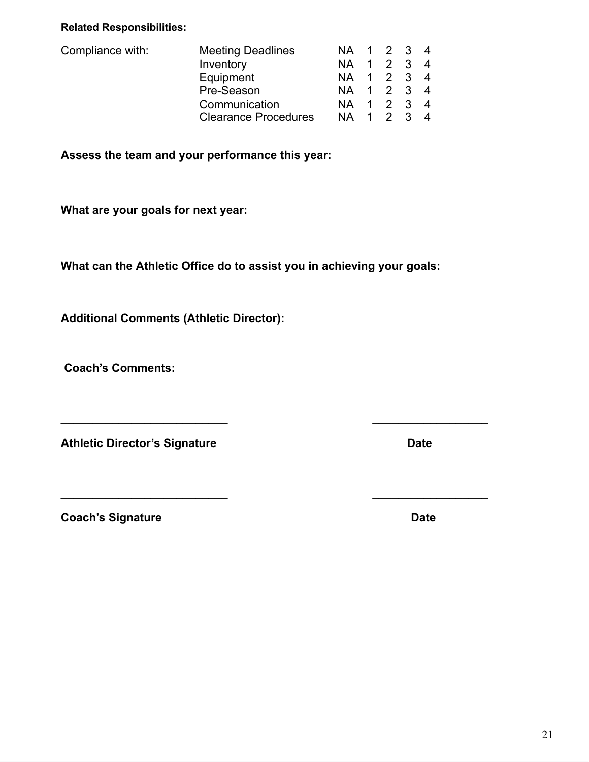**Related Responsibilities:**

| Compliance with: | | | | | | |
|---|---|---|---|---|---|---|
| | Meeting Deadlines | NA | 1 | 2 | 3 | 4 |
| | Inventory | NA | 1 | 2 | 3 | 4 |
| | Equipment | NA | 1 | 2 | 3 | 4 |
| | Pre-Season | NA | 1 | 2 | 3 | 4 |
| | Communication | NA | 1 | 2 | 3 | 4 |
| | Clearance Procedures | NA | 1 | 2 | 3 | 4 |

**Assess the team and your performance this year:**

**What are your goals for next year:**

**What can the Athletic Office do to assist you in achieving your goals:**

**Additional Comments (Athletic Director):**

**Coach's Comments:**

___________________________ ___________________

**Athletic Director's Signature** **Date**

___________________________ ___________________

**Coach's Signature** **Date**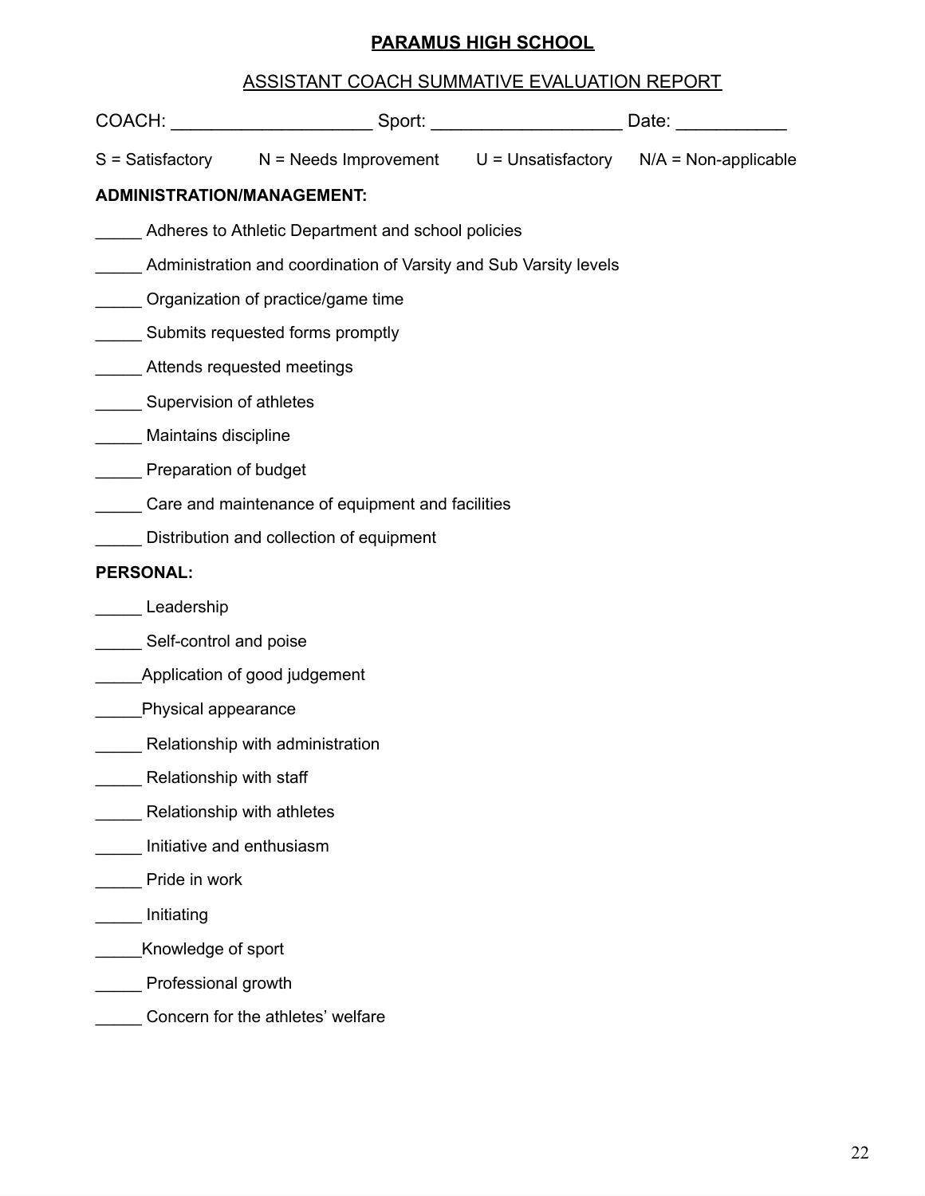**PARAMUS HIGH SCHOOL**

ASSISTANT COACH SUMMATIVE EVALUATION REPORT

COACH: ____________________ Sport: ___________________ Date: ___________

S = Satisfactory    N = Needs Improvement    U = Unsatisfactory    N/A = Non-applicable

**ADMINISTRATION/MANAGEMENT:**

_____ Adheres to Athletic Department and school policies

_____ Administration and coordination of Varsity and Sub Varsity levels

_____ Organization of practice/game time

_____ Submits requested forms promptly

_____ Attends requested meetings

_____ Supervision of athletes

_____ Maintains discipline

_____ Preparation of budget

_____ Care and maintenance of equipment and facilities

_____ Distribution and collection of equipment

**PERSONAL:**

_____ Leadership

_____ Self-control and poise

_____Application of good judgement

_____Physical appearance

_____ Relationship with administration

_____ Relationship with staff

_____ Relationship with athletes

_____ Initiative and enthusiasm

_____ Pride in work

_____ Initiating

_____Knowledge of sport

_____ Professional growth

_____ Concern for the athletes' welfare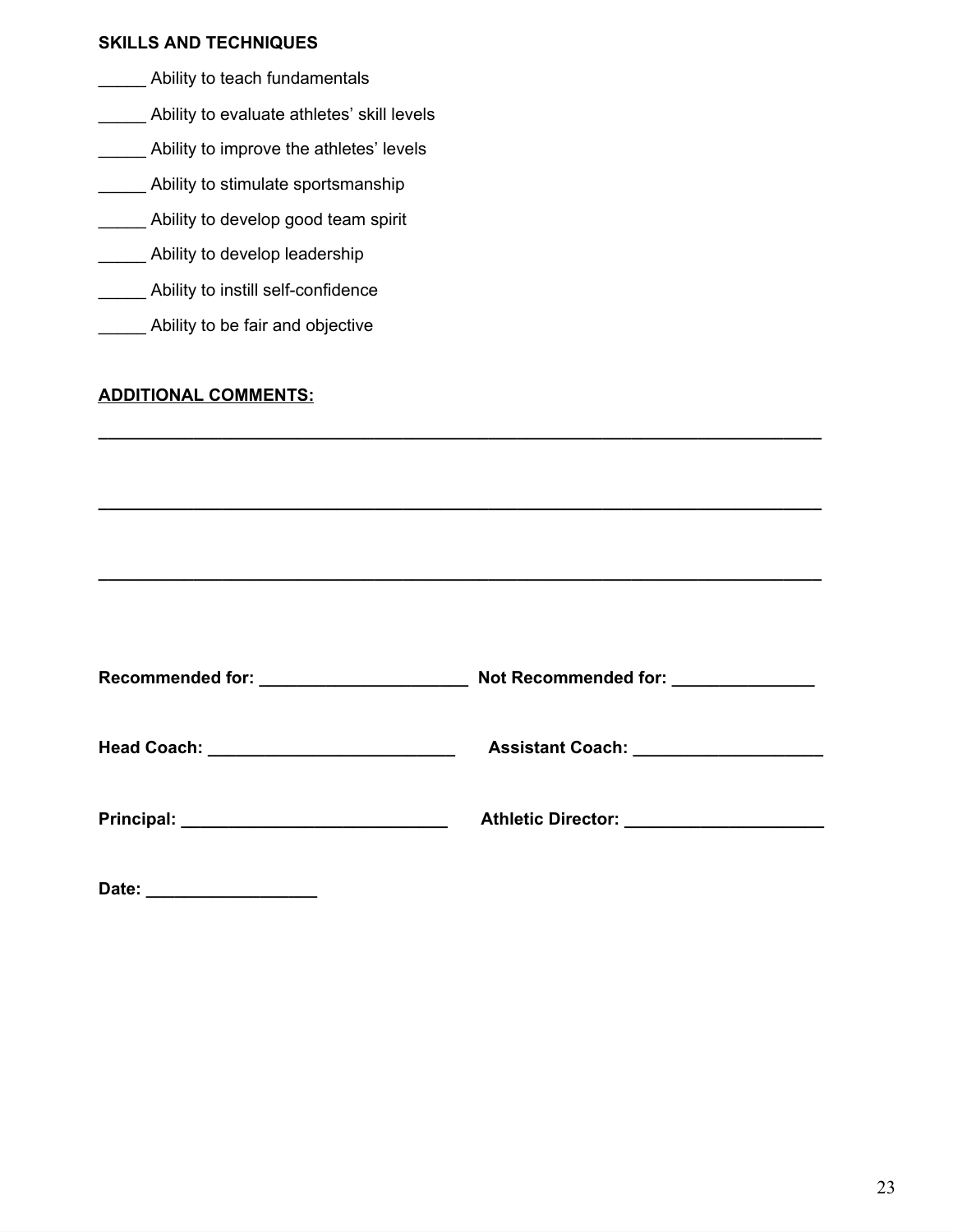**SKILLS AND TECHNIQUES**

_____ Ability to teach fundamentals

_____ Ability to evaluate athletes' skill levels

_____ Ability to improve the athletes' levels

_____ Ability to stimulate sportsmanship

_____ Ability to develop good team spirit

_____ Ability to develop leadership

_____ Ability to instill self-confidence

_____ Ability to be fair and objective

**ADDITIONAL COMMENTS:**

______________________________________________________________________________

______________________________________________________________________________

______________________________________________________________________________

**Recommended for:** ______________________ **Not Recommended for:** _______________

**Head Coach:** __________________________ **Assistant Coach:** ___________________

**Principal:** ____________________________ **Athletic Director:** ____________________

**Date:** _________________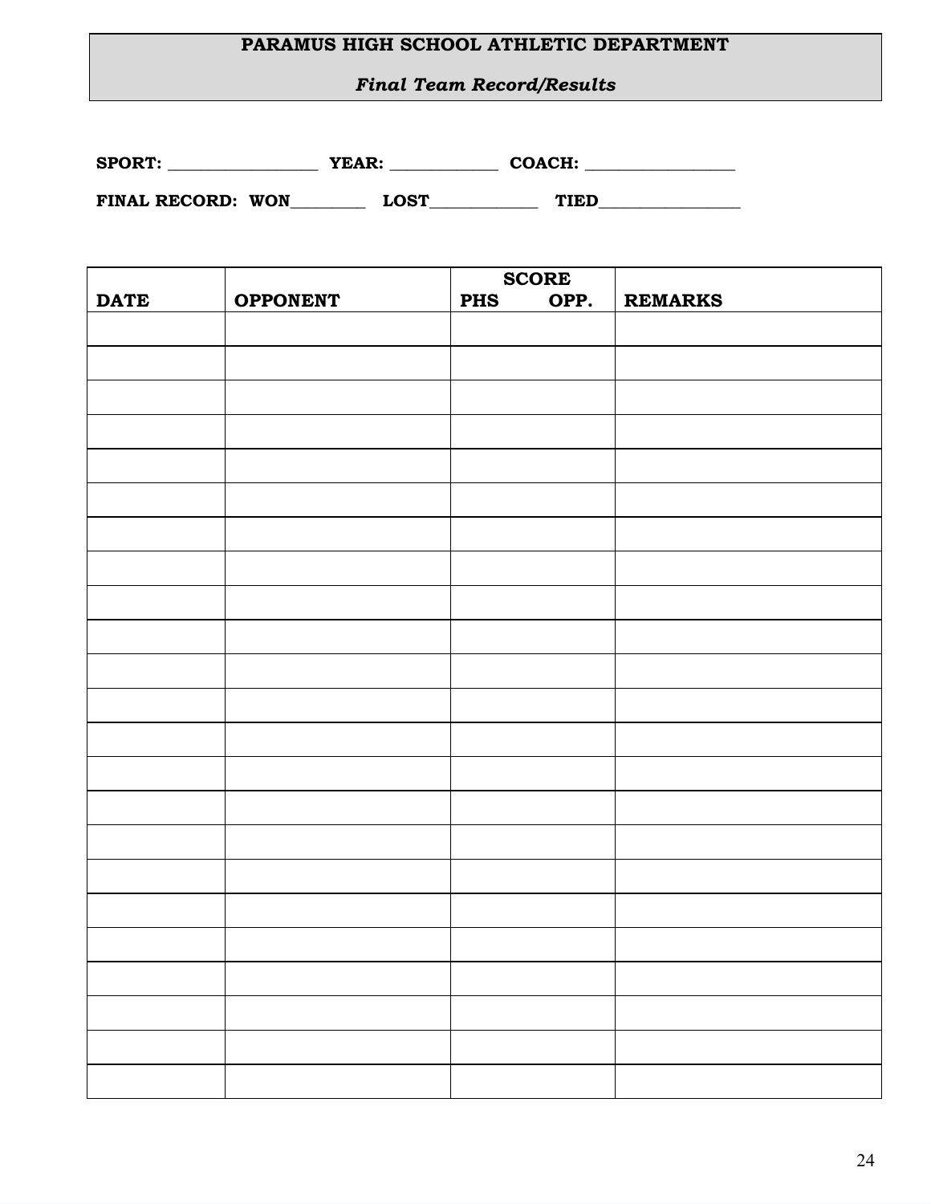**PARAMUS HIGH SCHOOL ATHLETIC DEPARTMENT**

***Final Team Record/Results***

**SPORT:** ________________ **YEAR:** ____________ **COACH:** ________________

**FINAL RECORD: WON**________ **LOST**____________ **TIED**________________

| DATE | OPPONENT | SCORE PHS | OPP. | REMARKS |
|---|---|---|---|---|
| | | | | |
| | | | | |
| | | | | |
| | | | | |
| | | | | |
| | | | | |
| | | | | |
| | | | | |
| | | | | |
| | | | | |
| | | | | |
| | | | | |
| | | | | |
| | | | | |
| | | | | |
| | | | | |
| | | | | |
| | | | | |
| | | | | |
| | | | | |
| | | | | |
| | | | | |
| | | | | |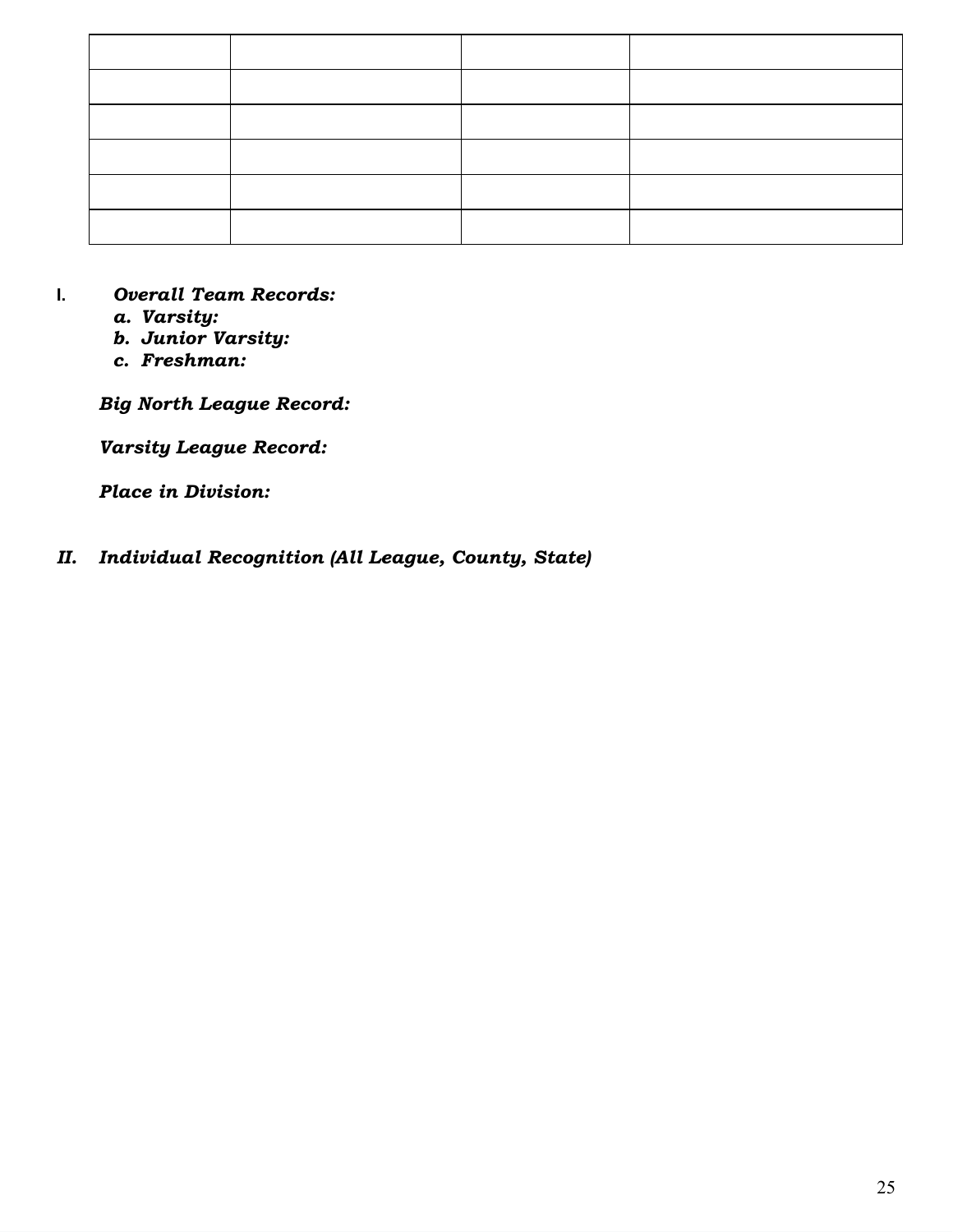| | | | |
|---|---|---|---|
| | | | |
| | | | |
| | | | |
| | | | |
| | | | |
| | | | |

I. ***Overall Team Records:***
   - ***a. Varsity:***
   - ***b. Junior Varsity:***
   - ***c. Freshman:***

***Big North League Record:***

***Varsity League Record:***

***Place in Division:***

***II. Individual Recognition (All League, County, State)***